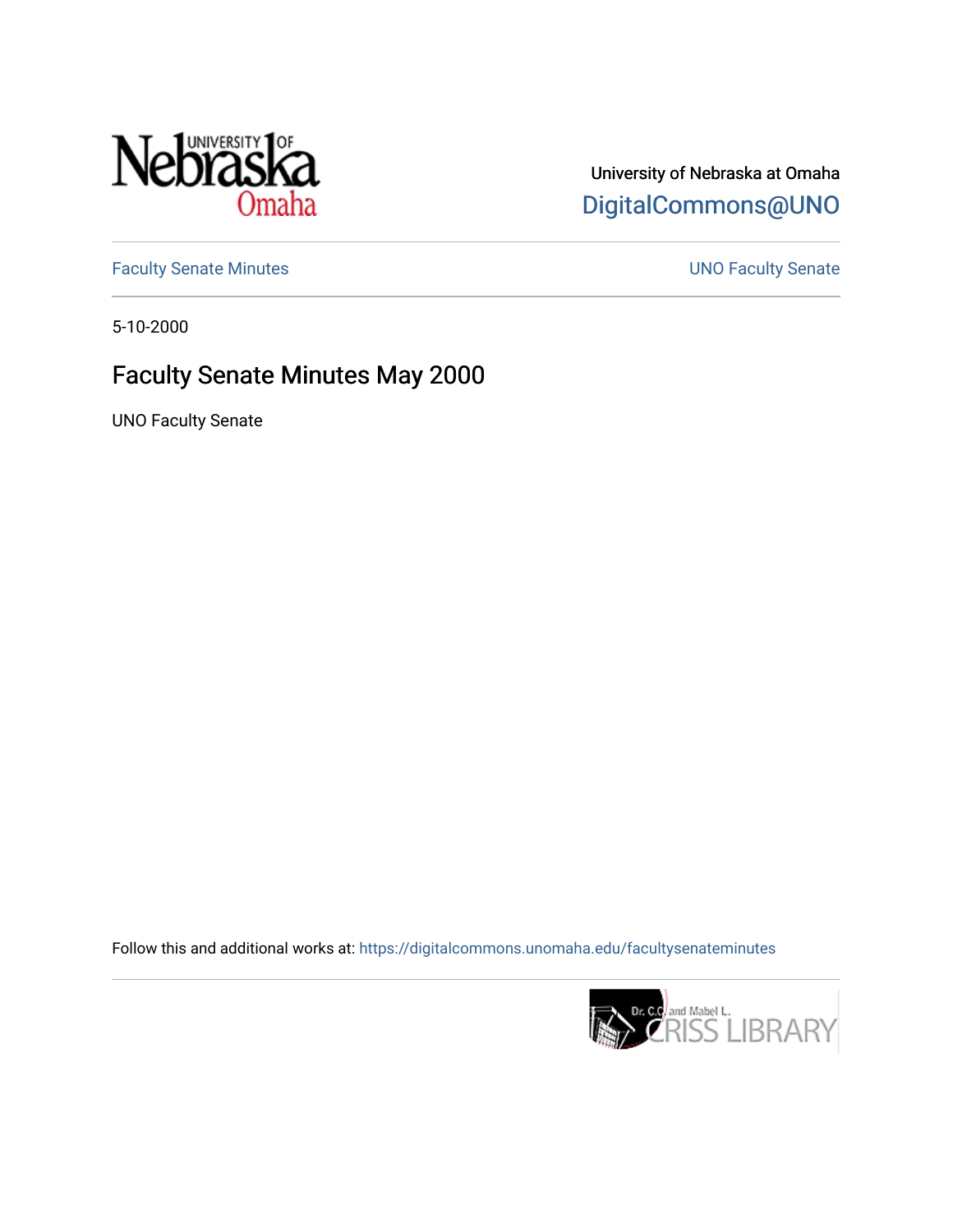University of Nebraska at Omaha

DigitalCommons@UNO

Faculty Senate Minutes

UNO Faculty Senate

5-10-2000

# Faculty Senate Minutes May 2000

UNO Faculty Senate

Follow this and additional works at: https://digitalcommons.unomaha.edu/facultysenateminutes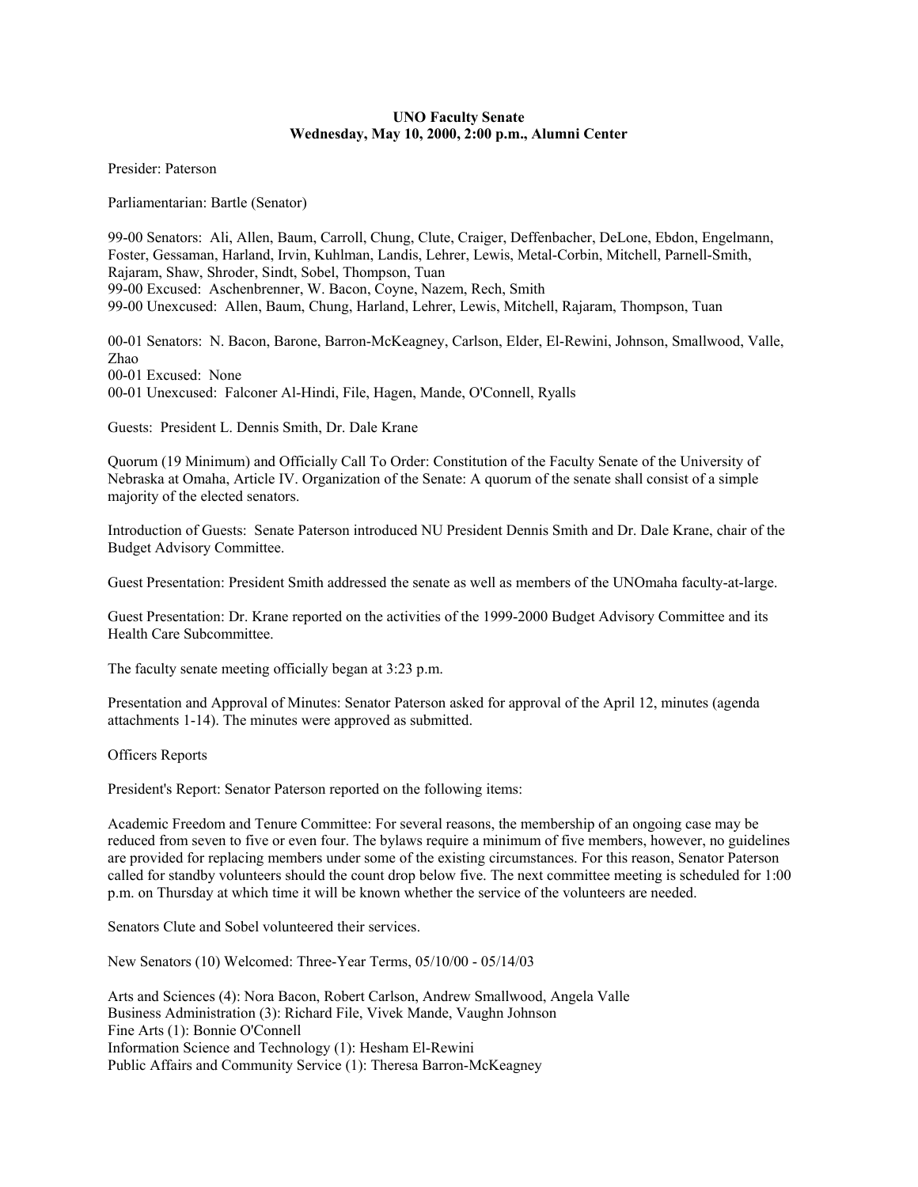**UNO Faculty Senate**
**Wednesday, May 10, 2000, 2:00 p.m., Alumni Center**

Presider: Paterson

Parliamentarian: Bartle (Senator)

99-00 Senators: Ali, Allen, Baum, Carroll, Chung, Clute, Craiger, Deffenbacher, DeLone, Ebdon, Engelmann, Foster, Gessaman, Harland, Irvin, Kuhlman, Landis, Lehrer, Lewis, Metal-Corbin, Mitchell, Parnell-Smith, Rajaram, Shaw, Shroder, Sindt, Sobel, Thompson, Tuan
99-00 Excused: Aschenbrenner, W. Bacon, Coyne, Nazem, Rech, Smith
99-00 Unexcused: Allen, Baum, Chung, Harland, Lehrer, Lewis, Mitchell, Rajaram, Thompson, Tuan

00-01 Senators: N. Bacon, Barone, Barron-McKeagney, Carlson, Elder, El-Rewini, Johnson, Smallwood, Valle, Zhao
00-01 Excused: None
00-01 Unexcused: Falconer Al-Hindi, File, Hagen, Mande, O'Connell, Ryalls

Guests: President L. Dennis Smith, Dr. Dale Krane

Quorum (19 Minimum) and Officially Call To Order: Constitution of the Faculty Senate of the University of Nebraska at Omaha, Article IV. Organization of the Senate: A quorum of the senate shall consist of a simple majority of the elected senators.

Introduction of Guests: Senate Paterson introduced NU President Dennis Smith and Dr. Dale Krane, chair of the Budget Advisory Committee.

Guest Presentation: President Smith addressed the senate as well as members of the UNOmaha faculty-at-large.

Guest Presentation: Dr. Krane reported on the activities of the 1999-2000 Budget Advisory Committee and its Health Care Subcommittee.

The faculty senate meeting officially began at 3:23 p.m.

Presentation and Approval of Minutes: Senator Paterson asked for approval of the April 12, minutes (agenda attachments 1-14). The minutes were approved as submitted.

Officers Reports

President's Report: Senator Paterson reported on the following items:

Academic Freedom and Tenure Committee: For several reasons, the membership of an ongoing case may be reduced from seven to five or even four. The bylaws require a minimum of five members, however, no guidelines are provided for replacing members under some of the existing circumstances. For this reason, Senator Paterson called for standby volunteers should the count drop below five. The next committee meeting is scheduled for 1:00 p.m. on Thursday at which time it will be known whether the service of the volunteers are needed.

Senators Clute and Sobel volunteered their services.

New Senators (10) Welcomed: Three-Year Terms, 05/10/00 - 05/14/03

Arts and Sciences (4): Nora Bacon, Robert Carlson, Andrew Smallwood, Angela Valle
Business Administration (3): Richard File, Vivek Mande, Vaughn Johnson
Fine Arts (1): Bonnie O'Connell
Information Science and Technology (1): Hesham El-Rewini
Public Affairs and Community Service (1): Theresa Barron-McKeagney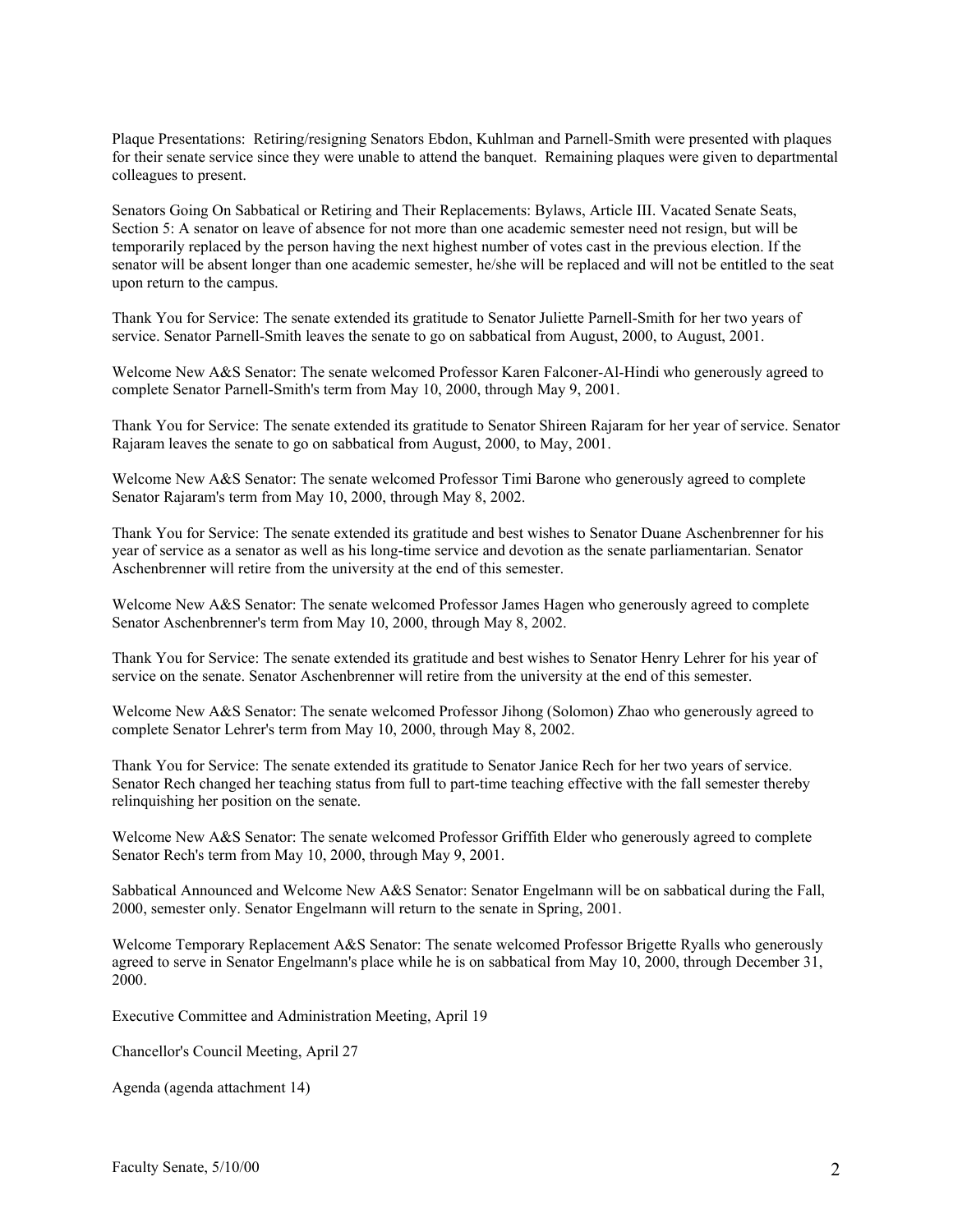Plaque Presentations: Retiring/resigning Senators Ebdon, Kuhlman and Parnell-Smith were presented with plaques for their senate service since they were unable to attend the banquet. Remaining plaques were given to departmental colleagues to present.

Senators Going On Sabbatical or Retiring and Their Replacements: Bylaws, Article III. Vacated Senate Seats, Section 5: A senator on leave of absence for not more than one academic semester need not resign, but will be temporarily replaced by the person having the next highest number of votes cast in the previous election. If the senator will be absent longer than one academic semester, he/she will be replaced and will not be entitled to the seat upon return to the campus.

Thank You for Service: The senate extended its gratitude to Senator Juliette Parnell-Smith for her two years of service. Senator Parnell-Smith leaves the senate to go on sabbatical from August, 2000, to August, 2001.

Welcome New A&S Senator: The senate welcomed Professor Karen Falconer-Al-Hindi who generously agreed to complete Senator Parnell-Smith's term from May 10, 2000, through May 9, 2001.

Thank You for Service: The senate extended its gratitude to Senator Shireen Rajaram for her year of service. Senator Rajaram leaves the senate to go on sabbatical from August, 2000, to May, 2001.

Welcome New A&S Senator: The senate welcomed Professor Timi Barone who generously agreed to complete Senator Rajaram's term from May 10, 2000, through May 8, 2002.

Thank You for Service: The senate extended its gratitude and best wishes to Senator Duane Aschenbrenner for his year of service as a senator as well as his long-time service and devotion as the senate parliamentarian. Senator Aschenbrenner will retire from the university at the end of this semester.

Welcome New A&S Senator: The senate welcomed Professor James Hagen who generously agreed to complete Senator Aschenbrenner's term from May 10, 2000, through May 8, 2002.

Thank You for Service: The senate extended its gratitude and best wishes to Senator Henry Lehrer for his year of service on the senate. Senator Aschenbrenner will retire from the university at the end of this semester.

Welcome New A&S Senator: The senate welcomed Professor Jihong (Solomon) Zhao who generously agreed to complete Senator Lehrer's term from May 10, 2000, through May 8, 2002.

Thank You for Service: The senate extended its gratitude to Senator Janice Rech for her two years of service. Senator Rech changed her teaching status from full to part-time teaching effective with the fall semester thereby relinquishing her position on the senate.

Welcome New A&S Senator: The senate welcomed Professor Griffith Elder who generously agreed to complete Senator Rech's term from May 10, 2000, through May 9, 2001.

Sabbatical Announced and Welcome New A&S Senator: Senator Engelmann will be on sabbatical during the Fall, 2000, semester only. Senator Engelmann will return to the senate in Spring, 2001.

Welcome Temporary Replacement A&S Senator: The senate welcomed Professor Brigette Ryalls who generously agreed to serve in Senator Engelmann's place while he is on sabbatical from May 10, 2000, through December 31, 2000.

Executive Committee and Administration Meeting, April 19

Chancellor's Council Meeting, April 27

Agenda (agenda attachment 14)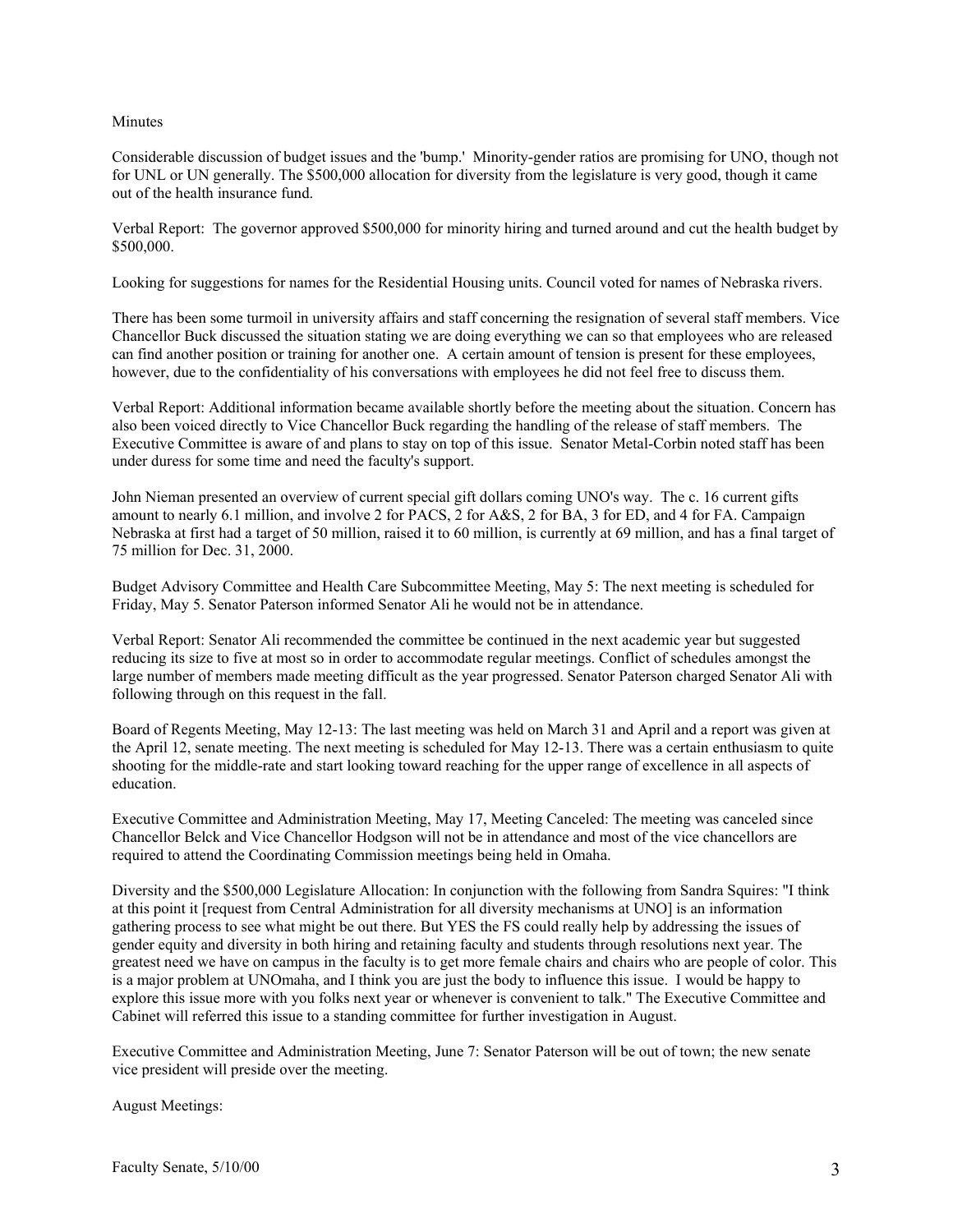Minutes

Considerable discussion of budget issues and the 'bump.' Minority-gender ratios are promising for UNO, though not for UNL or UN generally. The $500,000 allocation for diversity from the legislature is very good, though it came out of the health insurance fund.

Verbal Report: The governor approved $500,000 for minority hiring and turned around and cut the health budget by $500,000.

Looking for suggestions for names for the Residential Housing units. Council voted for names of Nebraska rivers.

There has been some turmoil in university affairs and staff concerning the resignation of several staff members. Vice Chancellor Buck discussed the situation stating we are doing everything we can so that employees who are released can find another position or training for another one. A certain amount of tension is present for these employees, however, due to the confidentiality of his conversations with employees he did not feel free to discuss them.

Verbal Report: Additional information became available shortly before the meeting about the situation. Concern has also been voiced directly to Vice Chancellor Buck regarding the handling of the release of staff members. The Executive Committee is aware of and plans to stay on top of this issue. Senator Metal-Corbin noted staff has been under duress for some time and need the faculty's support.

John Nieman presented an overview of current special gift dollars coming UNO's way. The c. 16 current gifts amount to nearly 6.1 million, and involve 2 for PACS, 2 for A&S, 2 for BA, 3 for ED, and 4 for FA. Campaign Nebraska at first had a target of 50 million, raised it to 60 million, is currently at 69 million, and has a final target of 75 million for Dec. 31, 2000.

Budget Advisory Committee and Health Care Subcommittee Meeting, May 5: The next meeting is scheduled for Friday, May 5. Senator Paterson informed Senator Ali he would not be in attendance.

Verbal Report: Senator Ali recommended the committee be continued in the next academic year but suggested reducing its size to five at most so in order to accommodate regular meetings. Conflict of schedules amongst the large number of members made meeting difficult as the year progressed. Senator Paterson charged Senator Ali with following through on this request in the fall.

Board of Regents Meeting, May 12-13: The last meeting was held on March 31 and April and a report was given at the April 12, senate meeting. The next meeting is scheduled for May 12-13. There was a certain enthusiasm to quite shooting for the middle-rate and start looking toward reaching for the upper range of excellence in all aspects of education.

Executive Committee and Administration Meeting, May 17, Meeting Canceled: The meeting was canceled since Chancellor Belck and Vice Chancellor Hodgson will not be in attendance and most of the vice chancellors are required to attend the Coordinating Commission meetings being held in Omaha.

Diversity and the $500,000 Legislature Allocation: In conjunction with the following from Sandra Squires: "I think at this point it [request from Central Administration for all diversity mechanisms at UNO] is an information gathering process to see what might be out there. But YES the FS could really help by addressing the issues of gender equity and diversity in both hiring and retaining faculty and students through resolutions next year. The greatest need we have on campus in the faculty is to get more female chairs and chairs who are people of color. This is a major problem at UNOmaha, and I think you are just the body to influence this issue. I would be happy to explore this issue more with you folks next year or whenever is convenient to talk." The Executive Committee and Cabinet will referred this issue to a standing committee for further investigation in August.

Executive Committee and Administration Meeting, June 7: Senator Paterson will be out of town; the new senate vice president will preside over the meeting.

August Meetings: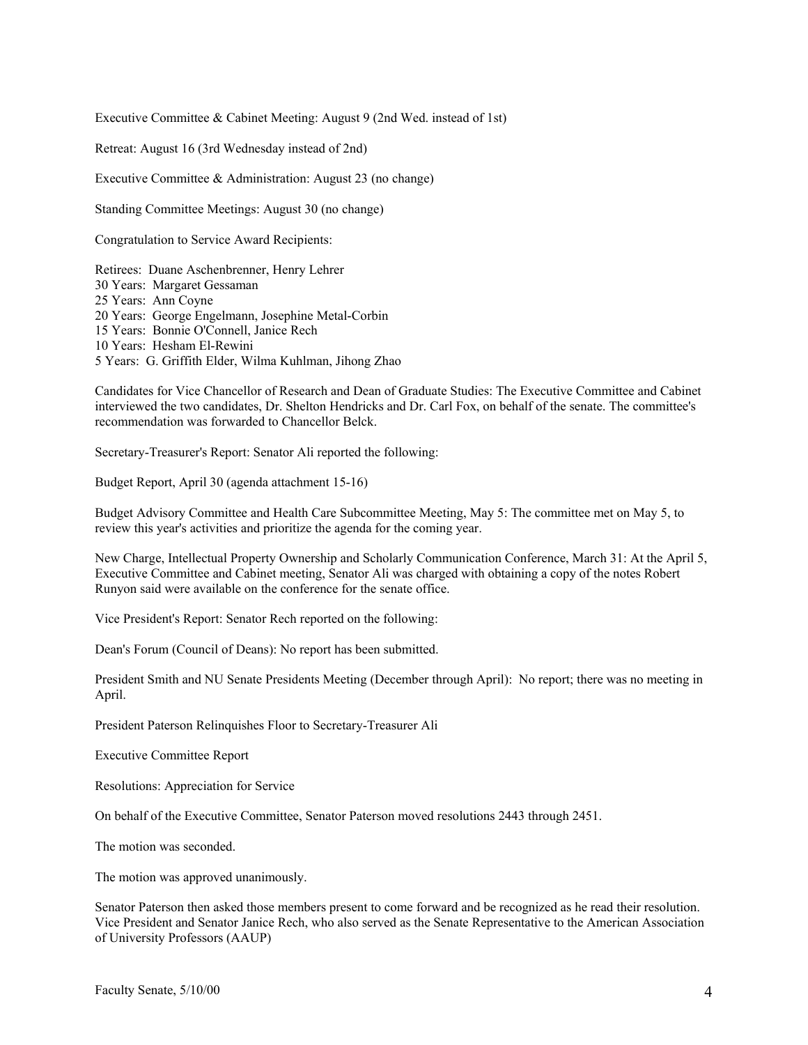Executive Committee & Cabinet Meeting: August 9 (2nd Wed. instead of 1st)

Retreat: August 16 (3rd Wednesday instead of 2nd)

Executive Committee & Administration: August 23 (no change)

Standing Committee Meetings: August 30 (no change)

Congratulation to Service Award Recipients:

Retirees: Duane Aschenbrenner, Henry Lehrer  
30 Years: Margaret Gessaman  
25 Years: Ann Coyne  
20 Years: George Engelmann, Josephine Metal-Corbin  
15 Years: Bonnie O'Connell, Janice Rech  
10 Years: Hesham El-Rewini  
5 Years: G. Griffith Elder, Wilma Kuhlman, Jihong Zhao

Candidates for Vice Chancellor of Research and Dean of Graduate Studies: The Executive Committee and Cabinet interviewed the two candidates, Dr. Shelton Hendricks and Dr. Carl Fox, on behalf of the senate. The committee's recommendation was forwarded to Chancellor Belck.

Secretary-Treasurer's Report: Senator Ali reported the following:

Budget Report, April 30 (agenda attachment 15-16)

Budget Advisory Committee and Health Care Subcommittee Meeting, May 5: The committee met on May 5, to review this year's activities and prioritize the agenda for the coming year.

New Charge, Intellectual Property Ownership and Scholarly Communication Conference, March 31: At the April 5, Executive Committee and Cabinet meeting, Senator Ali was charged with obtaining a copy of the notes Robert Runyon said were available on the conference for the senate office.

Vice President's Report: Senator Rech reported on the following:

Dean's Forum (Council of Deans): No report has been submitted.

President Smith and NU Senate Presidents Meeting (December through April): No report; there was no meeting in April.

President Paterson Relinquishes Floor to Secretary-Treasurer Ali

Executive Committee Report

Resolutions: Appreciation for Service

On behalf of the Executive Committee, Senator Paterson moved resolutions 2443 through 2451.

The motion was seconded.

The motion was approved unanimously.

Senator Paterson then asked those members present to come forward and be recognized as he read their resolution. Vice President and Senator Janice Rech, who also served as the Senate Representative to the American Association of University Professors (AAUP)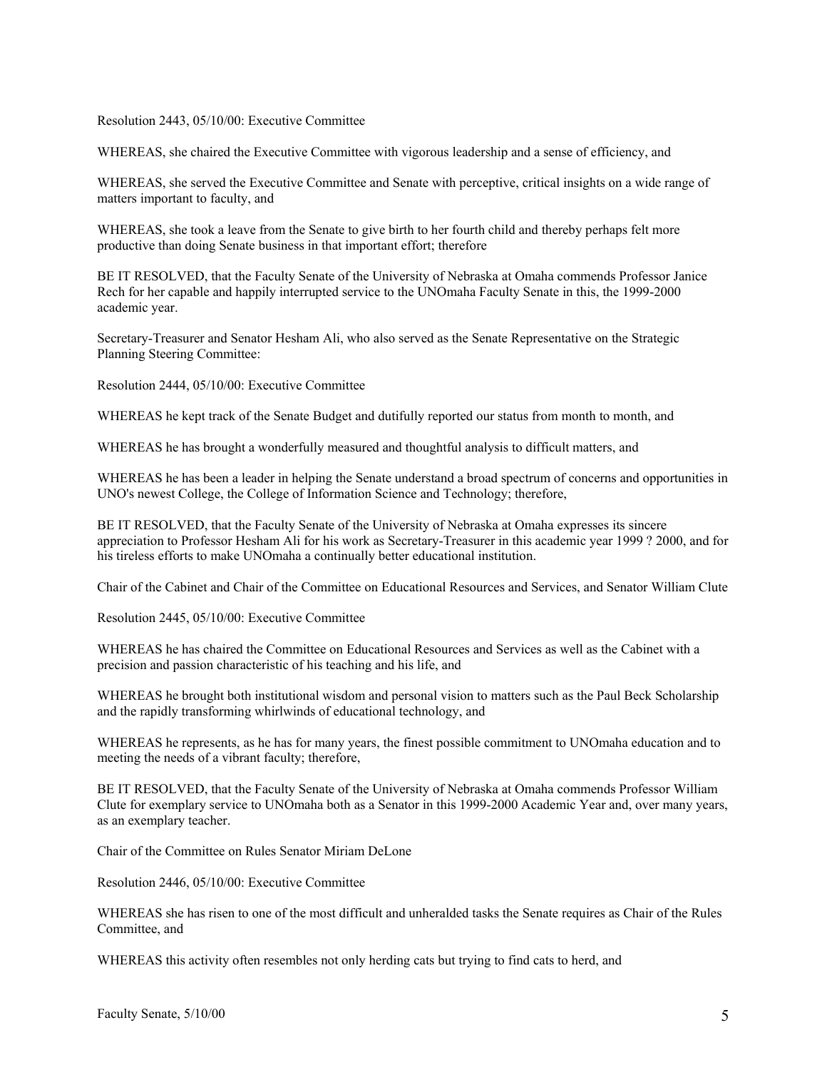Resolution 2443, 05/10/00: Executive Committee

WHEREAS, she chaired the Executive Committee with vigorous leadership and a sense of efficiency, and

WHEREAS, she served the Executive Committee and Senate with perceptive, critical insights on a wide range of matters important to faculty, and

WHEREAS, she took a leave from the Senate to give birth to her fourth child and thereby perhaps felt more productive than doing Senate business in that important effort; therefore

BE IT RESOLVED, that the Faculty Senate of the University of Nebraska at Omaha commends Professor Janice Rech for her capable and happily interrupted service to the UNOmaha Faculty Senate in this, the 1999-2000 academic year.

Secretary-Treasurer and Senator Hesham Ali, who also served as the Senate Representative on the Strategic Planning Steering Committee:

Resolution 2444, 05/10/00: Executive Committee

WHEREAS he kept track of the Senate Budget and dutifully reported our status from month to month, and

WHEREAS he has brought a wonderfully measured and thoughtful analysis to difficult matters, and

WHEREAS he has been a leader in helping the Senate understand a broad spectrum of concerns and opportunities in UNO's newest College, the College of Information Science and Technology; therefore,

BE IT RESOLVED, that the Faculty Senate of the University of Nebraska at Omaha expresses its sincere appreciation to Professor Hesham Ali for his work as Secretary-Treasurer in this academic year 1999 ? 2000, and for his tireless efforts to make UNOmaha a continually better educational institution.

Chair of the Cabinet and Chair of the Committee on Educational Resources and Services, and Senator William Clute

Resolution 2445, 05/10/00: Executive Committee

WHEREAS he has chaired the Committee on Educational Resources and Services as well as the Cabinet with a precision and passion characteristic of his teaching and his life, and

WHEREAS he brought both institutional wisdom and personal vision to matters such as the Paul Beck Scholarship and the rapidly transforming whirlwinds of educational technology, and

WHEREAS he represents, as he has for many years, the finest possible commitment to UNOmaha education and to meeting the needs of a vibrant faculty; therefore,

BE IT RESOLVED, that the Faculty Senate of the University of Nebraska at Omaha commends Professor William Clute for exemplary service to UNOmaha both as a Senator in this 1999-2000 Academic Year and, over many years, as an exemplary teacher.

Chair of the Committee on Rules Senator Miriam DeLone

Resolution 2446, 05/10/00: Executive Committee

WHEREAS she has risen to one of the most difficult and unheralded tasks the Senate requires as Chair of the Rules Committee, and

WHEREAS this activity often resembles not only herding cats but trying to find cats to herd, and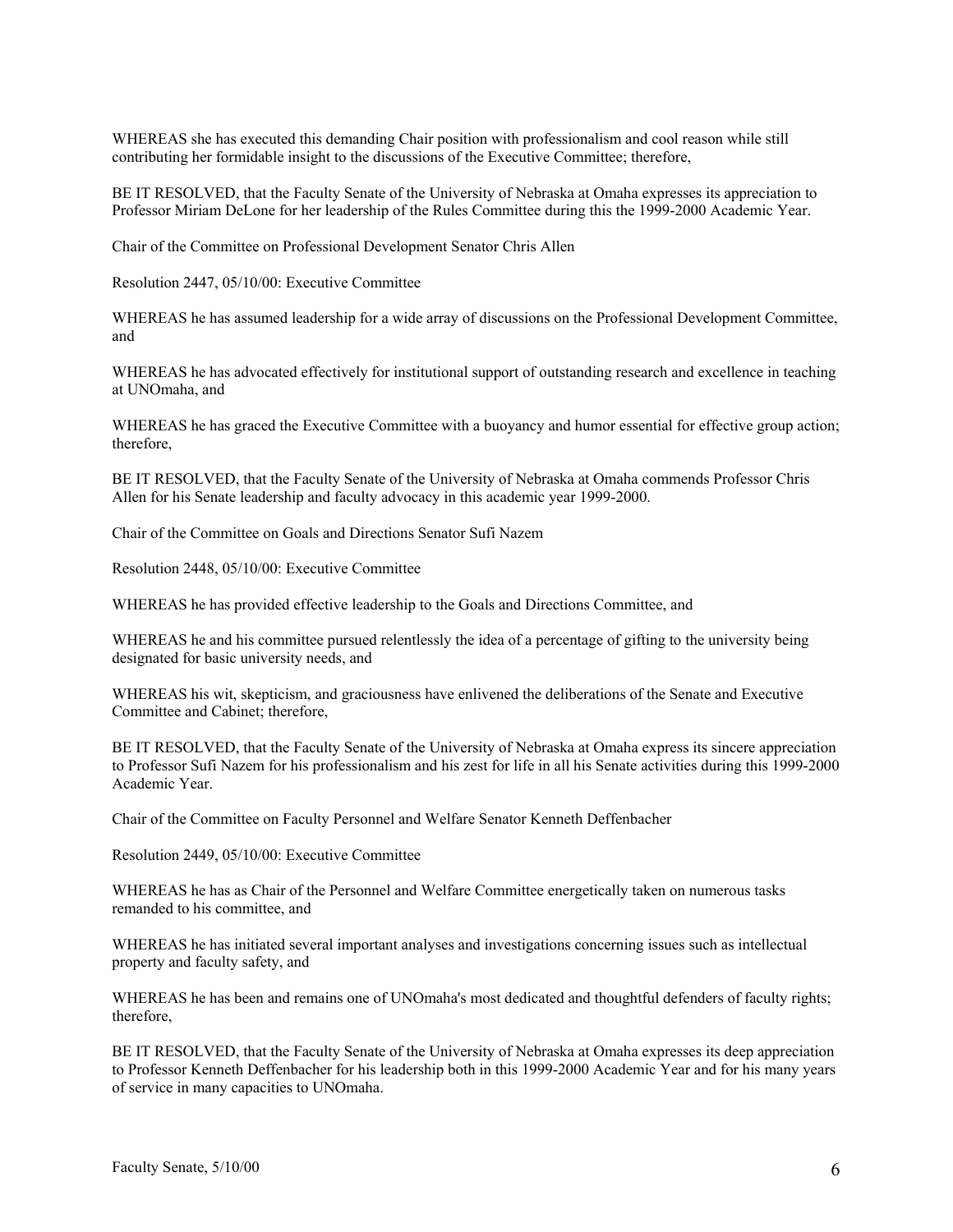WHEREAS she has executed this demanding Chair position with professionalism and cool reason while still contributing her formidable insight to the discussions of the Executive Committee; therefore,

BE IT RESOLVED, that the Faculty Senate of the University of Nebraska at Omaha expresses its appreciation to Professor Miriam DeLone for her leadership of the Rules Committee during this the 1999-2000 Academic Year.

Chair of the Committee on Professional Development Senator Chris Allen

Resolution 2447, 05/10/00: Executive Committee

WHEREAS he has assumed leadership for a wide array of discussions on the Professional Development Committee, and

WHEREAS he has advocated effectively for institutional support of outstanding research and excellence in teaching at UNOmaha, and

WHEREAS he has graced the Executive Committee with a buoyancy and humor essential for effective group action; therefore,

BE IT RESOLVED, that the Faculty Senate of the University of Nebraska at Omaha commends Professor Chris Allen for his Senate leadership and faculty advocacy in this academic year 1999-2000.

Chair of the Committee on Goals and Directions Senator Sufi Nazem

Resolution 2448, 05/10/00: Executive Committee

WHEREAS he has provided effective leadership to the Goals and Directions Committee, and

WHEREAS he and his committee pursued relentlessly the idea of a percentage of gifting to the university being designated for basic university needs, and

WHEREAS his wit, skepticism, and graciousness have enlivened the deliberations of the Senate and Executive Committee and Cabinet; therefore,

BE IT RESOLVED, that the Faculty Senate of the University of Nebraska at Omaha express its sincere appreciation to Professor Sufi Nazem for his professionalism and his zest for life in all his Senate activities during this 1999-2000 Academic Year.

Chair of the Committee on Faculty Personnel and Welfare Senator Kenneth Deffenbacher

Resolution 2449, 05/10/00: Executive Committee

WHEREAS he has as Chair of the Personnel and Welfare Committee energetically taken on numerous tasks remanded to his committee, and

WHEREAS he has initiated several important analyses and investigations concerning issues such as intellectual property and faculty safety, and

WHEREAS he has been and remains one of UNOmaha's most dedicated and thoughtful defenders of faculty rights; therefore,

BE IT RESOLVED, that the Faculty Senate of the University of Nebraska at Omaha expresses its deep appreciation to Professor Kenneth Deffenbacher for his leadership both in this 1999-2000 Academic Year and for his many years of service in many capacities to UNOmaha.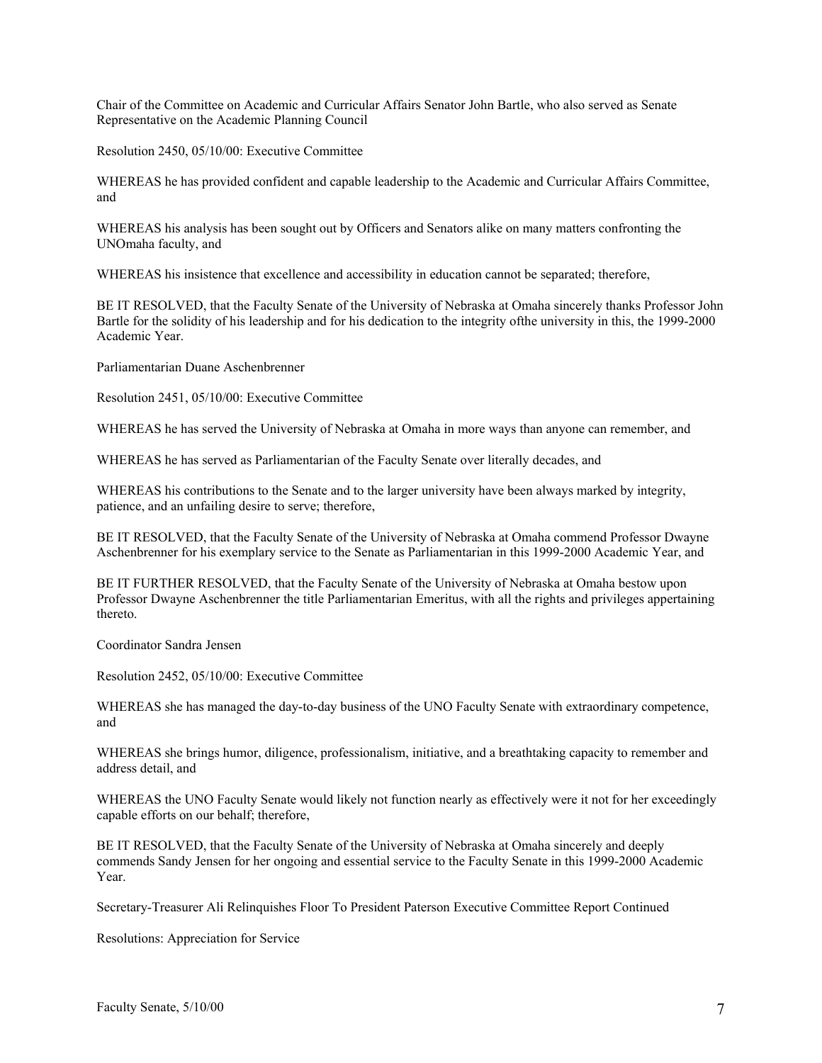Chair of the Committee on Academic and Curricular Affairs Senator John Bartle, who also served as Senate Representative on the Academic Planning Council

Resolution 2450, 05/10/00: Executive Committee

WHEREAS he has provided confident and capable leadership to the Academic and Curricular Affairs Committee, and

WHEREAS his analysis has been sought out by Officers and Senators alike on many matters confronting the UNOmaha faculty, and

WHEREAS his insistence that excellence and accessibility in education cannot be separated; therefore,

BE IT RESOLVED, that the Faculty Senate of the University of Nebraska at Omaha sincerely thanks Professor John Bartle for the solidity of his leadership and for his dedication to the integrity ofthe university in this, the 1999-2000 Academic Year.

Parliamentarian Duane Aschenbrenner

Resolution 2451, 05/10/00: Executive Committee

WHEREAS he has served the University of Nebraska at Omaha in more ways than anyone can remember, and

WHEREAS he has served as Parliamentarian of the Faculty Senate over literally decades, and

WHEREAS his contributions to the Senate and to the larger university have been always marked by integrity, patience, and an unfailing desire to serve; therefore,

BE IT RESOLVED, that the Faculty Senate of the University of Nebraska at Omaha commend Professor Dwayne Aschenbrenner for his exemplary service to the Senate as Parliamentarian in this 1999-2000 Academic Year, and

BE IT FURTHER RESOLVED, that the Faculty Senate of the University of Nebraska at Omaha bestow upon Professor Dwayne Aschenbrenner the title Parliamentarian Emeritus, with all the rights and privileges appertaining thereto.

Coordinator Sandra Jensen

Resolution 2452, 05/10/00: Executive Committee

WHEREAS she has managed the day-to-day business of the UNO Faculty Senate with extraordinary competence, and

WHEREAS she brings humor, diligence, professionalism, initiative, and a breathtaking capacity to remember and address detail, and

WHEREAS the UNO Faculty Senate would likely not function nearly as effectively were it not for her exceedingly capable efforts on our behalf; therefore,

BE IT RESOLVED, that the Faculty Senate of the University of Nebraska at Omaha sincerely and deeply commends Sandy Jensen for her ongoing and essential service to the Faculty Senate in this 1999-2000 Academic Year.

Secretary-Treasurer Ali Relinquishes Floor To President Paterson Executive Committee Report Continued

Resolutions: Appreciation for Service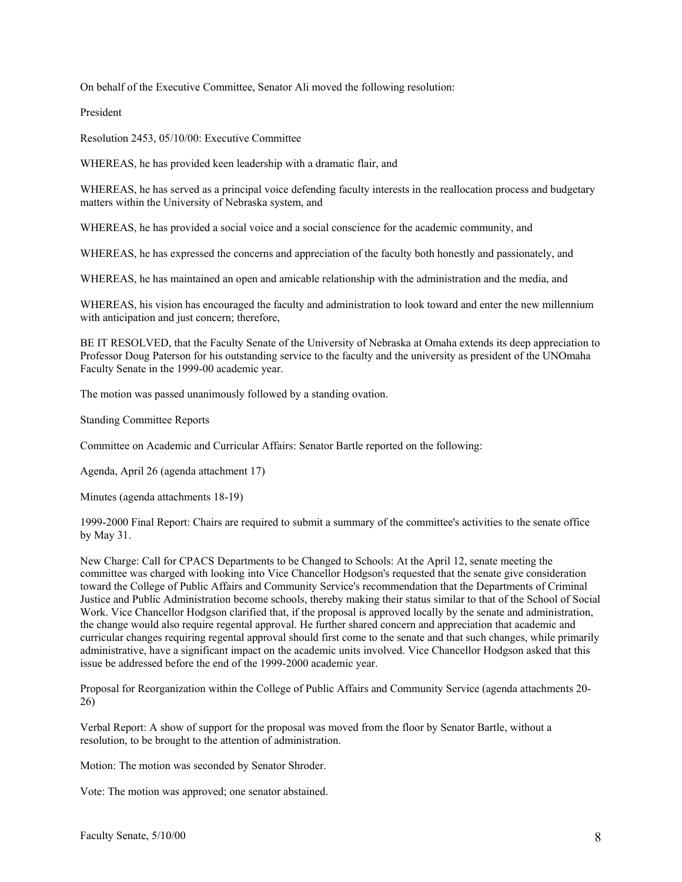On behalf of the Executive Committee, Senator Ali moved the following resolution:

President

Resolution 2453, 05/10/00: Executive Committee

WHEREAS, he has provided keen leadership with a dramatic flair, and

WHEREAS, he has served as a principal voice defending faculty interests in the reallocation process and budgetary matters within the University of Nebraska system, and

WHEREAS, he has provided a social voice and a social conscience for the academic community, and

WHEREAS, he has expressed the concerns and appreciation of the faculty both honestly and passionately, and

WHEREAS, he has maintained an open and amicable relationship with the administration and the media, and

WHEREAS, his vision has encouraged the faculty and administration to look toward and enter the new millennium with anticipation and just concern; therefore,

BE IT RESOLVED, that the Faculty Senate of the University of Nebraska at Omaha extends its deep appreciation to Professor Doug Paterson for his outstanding service to the faculty and the university as president of the UNOmaha Faculty Senate in the 1999-00 academic year.

The motion was passed unanimously followed by a standing ovation.

Standing Committee Reports

Committee on Academic and Curricular Affairs: Senator Bartle reported on the following:

Agenda, April 26 (agenda attachment 17)

Minutes (agenda attachments 18-19)

1999-2000 Final Report: Chairs are required to submit a summary of the committee's activities to the senate office by May 31.

New Charge: Call for CPACS Departments to be Changed to Schools: At the April 12, senate meeting the committee was charged with looking into Vice Chancellor Hodgson's requested that the senate give consideration toward the College of Public Affairs and Community Service's recommendation that the Departments of Criminal Justice and Public Administration become schools, thereby making their status similar to that of the School of Social Work. Vice Chancellor Hodgson clarified that, if the proposal is approved locally by the senate and administration, the change would also require regental approval. He further shared concern and appreciation that academic and curricular changes requiring regental approval should first come to the senate and that such changes, while primarily administrative, have a significant impact on the academic units involved. Vice Chancellor Hodgson asked that this issue be addressed before the end of the 1999-2000 academic year.

Proposal for Reorganization within the College of Public Affairs and Community Service (agenda attachments 20-26)

Verbal Report: A show of support for the proposal was moved from the floor by Senator Bartle, without a resolution, to be brought to the attention of administration.

Motion: The motion was seconded by Senator Shroder.

Vote: The motion was approved; one senator abstained.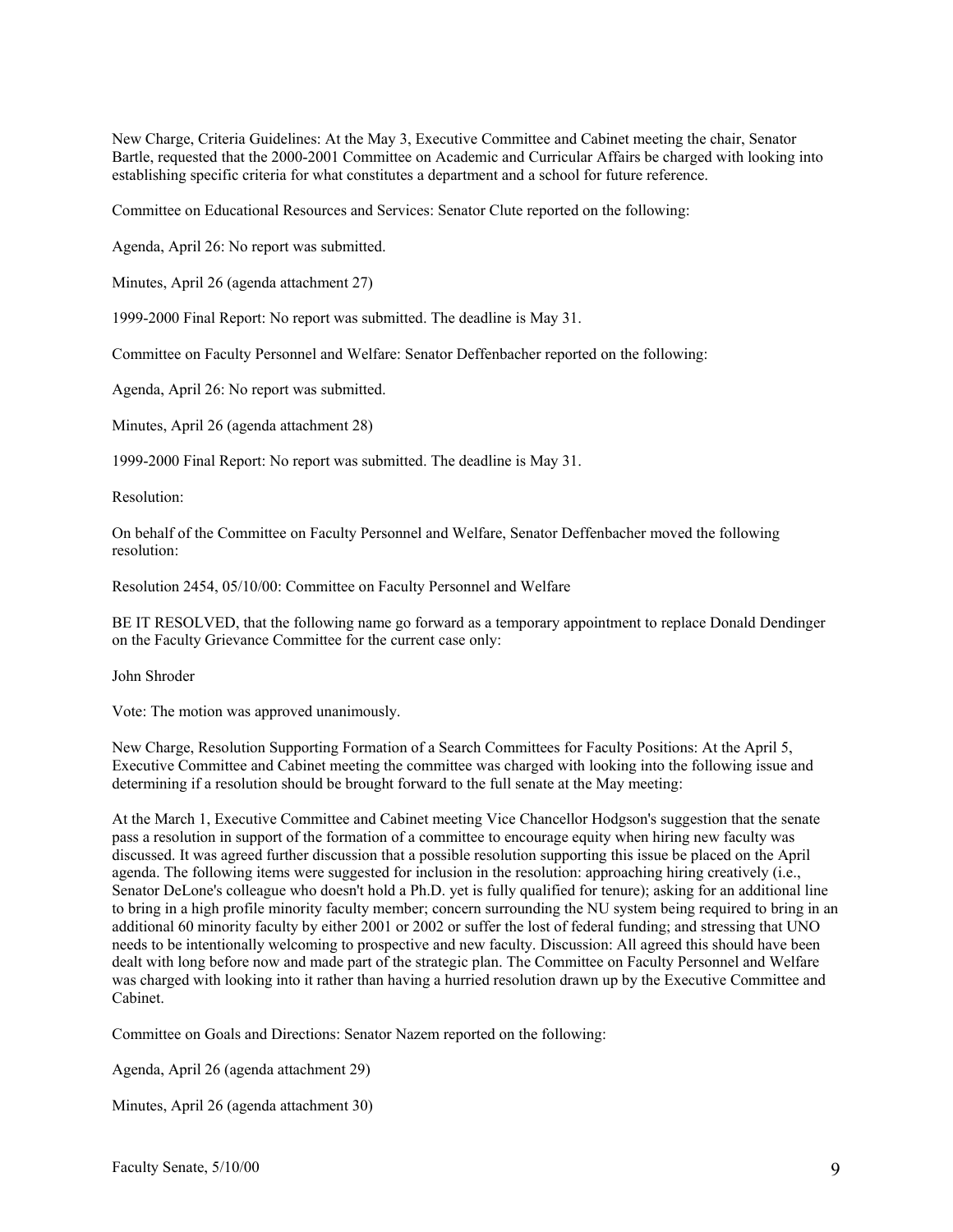New Charge, Criteria Guidelines: At the May 3, Executive Committee and Cabinet meeting the chair, Senator Bartle, requested that the 2000-2001 Committee on Academic and Curricular Affairs be charged with looking into establishing specific criteria for what constitutes a department and a school for future reference.

Committee on Educational Resources and Services: Senator Clute reported on the following:

Agenda, April 26: No report was submitted.

Minutes, April 26 (agenda attachment 27)

1999-2000 Final Report: No report was submitted. The deadline is May 31.

Committee on Faculty Personnel and Welfare: Senator Deffenbacher reported on the following:

Agenda, April 26: No report was submitted.

Minutes, April 26 (agenda attachment 28)

1999-2000 Final Report: No report was submitted. The deadline is May 31.

Resolution:

On behalf of the Committee on Faculty Personnel and Welfare, Senator Deffenbacher moved the following resolution:

Resolution 2454, 05/10/00: Committee on Faculty Personnel and Welfare

BE IT RESOLVED, that the following name go forward as a temporary appointment to replace Donald Dendinger on the Faculty Grievance Committee for the current case only:

John Shroder

Vote: The motion was approved unanimously.

New Charge, Resolution Supporting Formation of a Search Committees for Faculty Positions: At the April 5, Executive Committee and Cabinet meeting the committee was charged with looking into the following issue and determining if a resolution should be brought forward to the full senate at the May meeting:

At the March 1, Executive Committee and Cabinet meeting Vice Chancellor Hodgson's suggestion that the senate pass a resolution in support of the formation of a committee to encourage equity when hiring new faculty was discussed. It was agreed further discussion that a possible resolution supporting this issue be placed on the April agenda. The following items were suggested for inclusion in the resolution: approaching hiring creatively (i.e., Senator DeLone's colleague who doesn't hold a Ph.D. yet is fully qualified for tenure); asking for an additional line to bring in a high profile minority faculty member; concern surrounding the NU system being required to bring in an additional 60 minority faculty by either 2001 or 2002 or suffer the lost of federal funding; and stressing that UNO needs to be intentionally welcoming to prospective and new faculty. Discussion: All agreed this should have been dealt with long before now and made part of the strategic plan. The Committee on Faculty Personnel and Welfare was charged with looking into it rather than having a hurried resolution drawn up by the Executive Committee and Cabinet.

Committee on Goals and Directions: Senator Nazem reported on the following:

Agenda, April 26 (agenda attachment 29)

Minutes, April 26 (agenda attachment 30)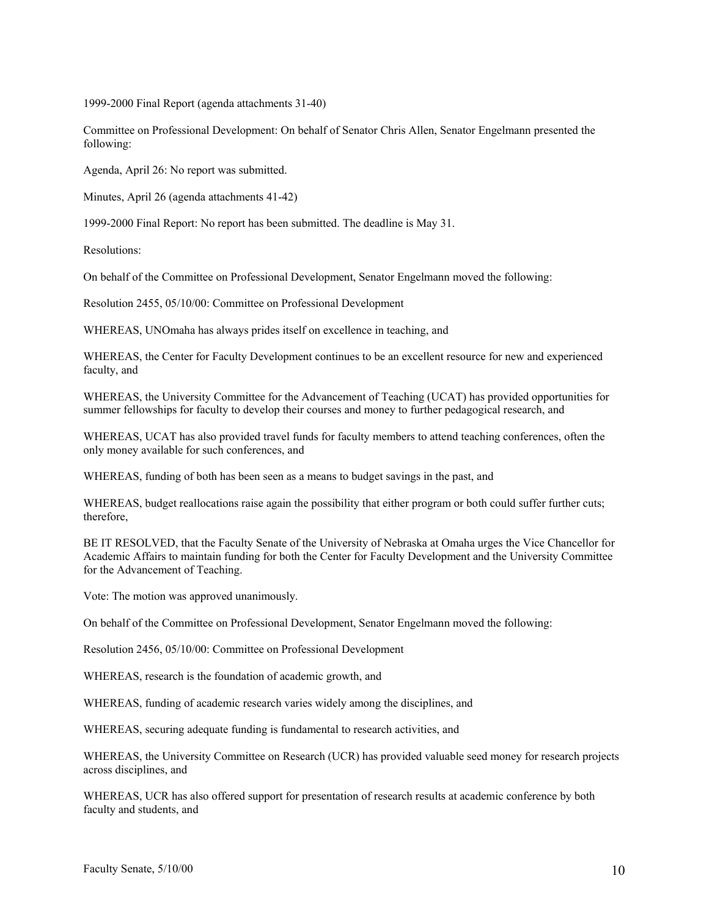1999-2000 Final Report (agenda attachments 31-40)

Committee on Professional Development: On behalf of Senator Chris Allen, Senator Engelmann presented the following:

Agenda, April 26: No report was submitted.

Minutes, April 26 (agenda attachments 41-42)

1999-2000 Final Report: No report has been submitted. The deadline is May 31.

Resolutions:

On behalf of the Committee on Professional Development, Senator Engelmann moved the following:

Resolution 2455, 05/10/00: Committee on Professional Development

WHEREAS, UNOmaha has always prides itself on excellence in teaching, and

WHEREAS, the Center for Faculty Development continues to be an excellent resource for new and experienced faculty, and

WHEREAS, the University Committee for the Advancement of Teaching (UCAT) has provided opportunities for summer fellowships for faculty to develop their courses and money to further pedagogical research, and

WHEREAS, UCAT has also provided travel funds for faculty members to attend teaching conferences, often the only money available for such conferences, and

WHEREAS, funding of both has been seen as a means to budget savings in the past, and

WHEREAS, budget reallocations raise again the possibility that either program or both could suffer further cuts; therefore,

BE IT RESOLVED, that the Faculty Senate of the University of Nebraska at Omaha urges the Vice Chancellor for Academic Affairs to maintain funding for both the Center for Faculty Development and the University Committee for the Advancement of Teaching.

Vote: The motion was approved unanimously.

On behalf of the Committee on Professional Development, Senator Engelmann moved the following:

Resolution 2456, 05/10/00: Committee on Professional Development

WHEREAS, research is the foundation of academic growth, and

WHEREAS, funding of academic research varies widely among the disciplines, and

WHEREAS, securing adequate funding is fundamental to research activities, and

WHEREAS, the University Committee on Research (UCR) has provided valuable seed money for research projects across disciplines, and

WHEREAS, UCR has also offered support for presentation of research results at academic conference by both faculty and students, and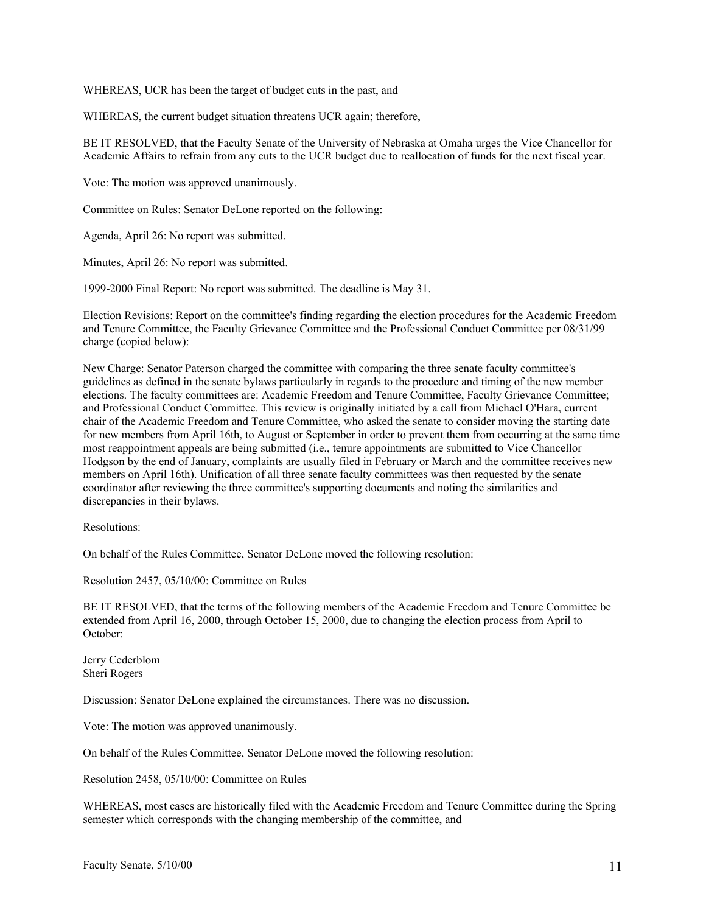WHEREAS, UCR has been the target of budget cuts in the past, and

WHEREAS, the current budget situation threatens UCR again; therefore,

BE IT RESOLVED, that the Faculty Senate of the University of Nebraska at Omaha urges the Vice Chancellor for Academic Affairs to refrain from any cuts to the UCR budget due to reallocation of funds for the next fiscal year.

Vote: The motion was approved unanimously.

Committee on Rules: Senator DeLone reported on the following:

Agenda, April 26: No report was submitted.

Minutes, April 26: No report was submitted.

1999-2000 Final Report: No report was submitted. The deadline is May 31.

Election Revisions: Report on the committee's finding regarding the election procedures for the Academic Freedom and Tenure Committee, the Faculty Grievance Committee and the Professional Conduct Committee per 08/31/99 charge (copied below):

New Charge: Senator Paterson charged the committee with comparing the three senate faculty committee's guidelines as defined in the senate bylaws particularly in regards to the procedure and timing of the new member elections. The faculty committees are: Academic Freedom and Tenure Committee, Faculty Grievance Committee; and Professional Conduct Committee. This review is originally initiated by a call from Michael O'Hara, current chair of the Academic Freedom and Tenure Committee, who asked the senate to consider moving the starting date for new members from April 16th, to August or September in order to prevent them from occurring at the same time most reappointment appeals are being submitted (i.e., tenure appointments are submitted to Vice Chancellor Hodgson by the end of January, complaints are usually filed in February or March and the committee receives new members on April 16th). Unification of all three senate faculty committees was then requested by the senate coordinator after reviewing the three committee's supporting documents and noting the similarities and discrepancies in their bylaws.

Resolutions:

On behalf of the Rules Committee, Senator DeLone moved the following resolution:

Resolution 2457, 05/10/00: Committee on Rules

BE IT RESOLVED, that the terms of the following members of the Academic Freedom and Tenure Committee be extended from April 16, 2000, through October 15, 2000, due to changing the election process from April to October:

Jerry Cederblom  
Sheri Rogers

Discussion: Senator DeLone explained the circumstances. There was no discussion.

Vote: The motion was approved unanimously.

On behalf of the Rules Committee, Senator DeLone moved the following resolution:

Resolution 2458, 05/10/00: Committee on Rules

WHEREAS, most cases are historically filed with the Academic Freedom and Tenure Committee during the Spring semester which corresponds with the changing membership of the committee, and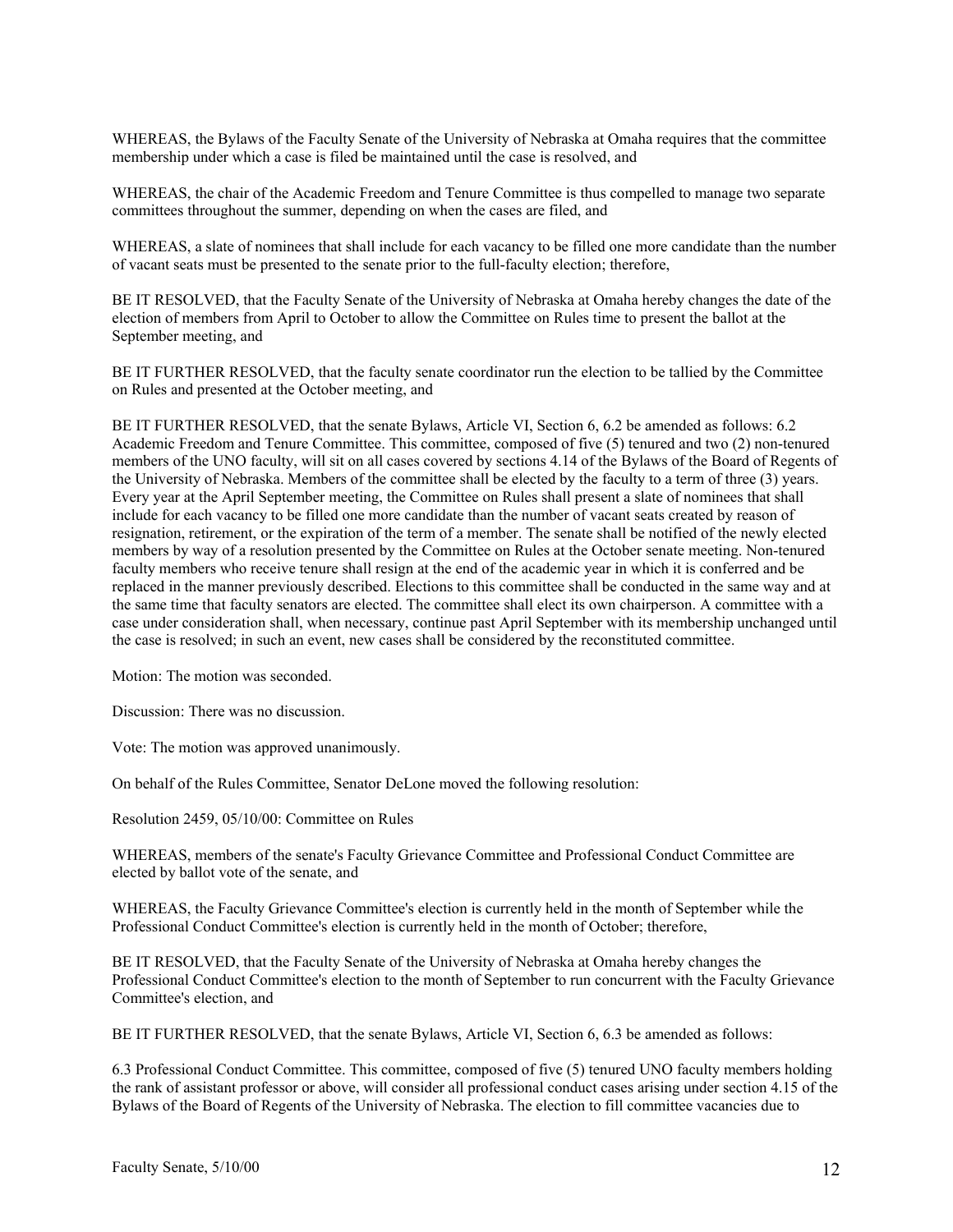WHEREAS, the Bylaws of the Faculty Senate of the University of Nebraska at Omaha requires that the committee membership under which a case is filed be maintained until the case is resolved, and

WHEREAS, the chair of the Academic Freedom and Tenure Committee is thus compelled to manage two separate committees throughout the summer, depending on when the cases are filed, and

WHEREAS, a slate of nominees that shall include for each vacancy to be filled one more candidate than the number of vacant seats must be presented to the senate prior to the full-faculty election; therefore,

BE IT RESOLVED, that the Faculty Senate of the University of Nebraska at Omaha hereby changes the date of the election of members from April to October to allow the Committee on Rules time to present the ballot at the September meeting, and

BE IT FURTHER RESOLVED, that the faculty senate coordinator run the election to be tallied by the Committee on Rules and presented at the October meeting, and

BE IT FURTHER RESOLVED, that the senate Bylaws, Article VI, Section 6, 6.2 be amended as follows: 6.2 Academic Freedom and Tenure Committee. This committee, composed of five (5) tenured and two (2) non-tenured members of the UNO faculty, will sit on all cases covered by sections 4.14 of the Bylaws of the Board of Regents of the University of Nebraska. Members of the committee shall be elected by the faculty to a term of three (3) years. Every year at the April September meeting, the Committee on Rules shall present a slate of nominees that shall include for each vacancy to be filled one more candidate than the number of vacant seats created by reason of resignation, retirement, or the expiration of the term of a member. The senate shall be notified of the newly elected members by way of a resolution presented by the Committee on Rules at the October senate meeting. Non-tenured faculty members who receive tenure shall resign at the end of the academic year in which it is conferred and be replaced in the manner previously described. Elections to this committee shall be conducted in the same way and at the same time that faculty senators are elected. The committee shall elect its own chairperson. A committee with a case under consideration shall, when necessary, continue past April September with its membership unchanged until the case is resolved; in such an event, new cases shall be considered by the reconstituted committee.

Motion: The motion was seconded.

Discussion: There was no discussion.

Vote: The motion was approved unanimously.

On behalf of the Rules Committee, Senator DeLone moved the following resolution:

Resolution 2459, 05/10/00: Committee on Rules

WHEREAS, members of the senate's Faculty Grievance Committee and Professional Conduct Committee are elected by ballot vote of the senate, and

WHEREAS, the Faculty Grievance Committee's election is currently held in the month of September while the Professional Conduct Committee's election is currently held in the month of October; therefore,

BE IT RESOLVED, that the Faculty Senate of the University of Nebraska at Omaha hereby changes the Professional Conduct Committee's election to the month of September to run concurrent with the Faculty Grievance Committee's election, and

BE IT FURTHER RESOLVED, that the senate Bylaws, Article VI, Section 6, 6.3 be amended as follows:

6.3 Professional Conduct Committee. This committee, composed of five (5) tenured UNO faculty members holding the rank of assistant professor or above, will consider all professional conduct cases arising under section 4.15 of the Bylaws of the Board of Regents of the University of Nebraska. The election to fill committee vacancies due to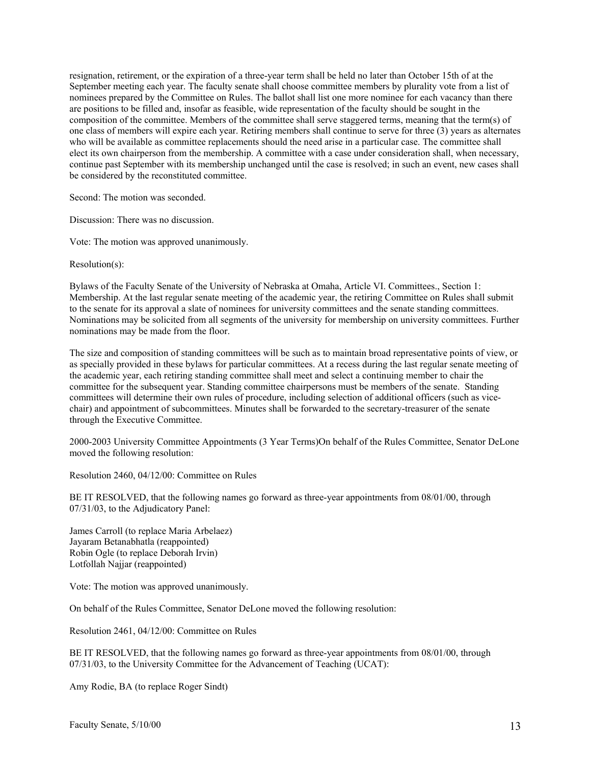resignation, retirement, or the expiration of a three-year term shall be held no later than October 15th of at the September meeting each year. The faculty senate shall choose committee members by plurality vote from a list of nominees prepared by the Committee on Rules. The ballot shall list one more nominee for each vacancy than there are positions to be filled and, insofar as feasible, wide representation of the faculty should be sought in the composition of the committee. Members of the committee shall serve staggered terms, meaning that the term(s) of one class of members will expire each year. Retiring members shall continue to serve for three (3) years as alternates who will be available as committee replacements should the need arise in a particular case. The committee shall elect its own chairperson from the membership. A committee with a case under consideration shall, when necessary, continue past September with its membership unchanged until the case is resolved; in such an event, new cases shall be considered by the reconstituted committee.

Second: The motion was seconded.

Discussion: There was no discussion.

Vote: The motion was approved unanimously.

Resolution(s):

Bylaws of the Faculty Senate of the University of Nebraska at Omaha, Article VI. Committees., Section 1: Membership. At the last regular senate meeting of the academic year, the retiring Committee on Rules shall submit to the senate for its approval a slate of nominees for university committees and the senate standing committees. Nominations may be solicited from all segments of the university for membership on university committees. Further nominations may be made from the floor.

The size and composition of standing committees will be such as to maintain broad representative points of view, or as specially provided in these bylaws for particular committees. At a recess during the last regular senate meeting of the academic year, each retiring standing committee shall meet and select a continuing member to chair the committee for the subsequent year. Standing committee chairpersons must be members of the senate. Standing committees will determine their own rules of procedure, including selection of additional officers (such as vice-chair) and appointment of subcommittees. Minutes shall be forwarded to the secretary-treasurer of the senate through the Executive Committee.

2000-2003 University Committee Appointments (3 Year Terms)On behalf of the Rules Committee, Senator DeLone moved the following resolution:

Resolution 2460, 04/12/00: Committee on Rules

BE IT RESOLVED, that the following names go forward as three-year appointments from 08/01/00, through 07/31/03, to the Adjudicatory Panel:

James Carroll (to replace Maria Arbelaez)
Jayaram Betanabhatla (reappointed)
Robin Ogle (to replace Deborah Irvin)
Lotfollah Najjar (reappointed)

Vote: The motion was approved unanimously.

On behalf of the Rules Committee, Senator DeLone moved the following resolution:

Resolution 2461, 04/12/00: Committee on Rules

BE IT RESOLVED, that the following names go forward as three-year appointments from 08/01/00, through 07/31/03, to the University Committee for the Advancement of Teaching (UCAT):

Amy Rodie, BA (to replace Roger Sindt)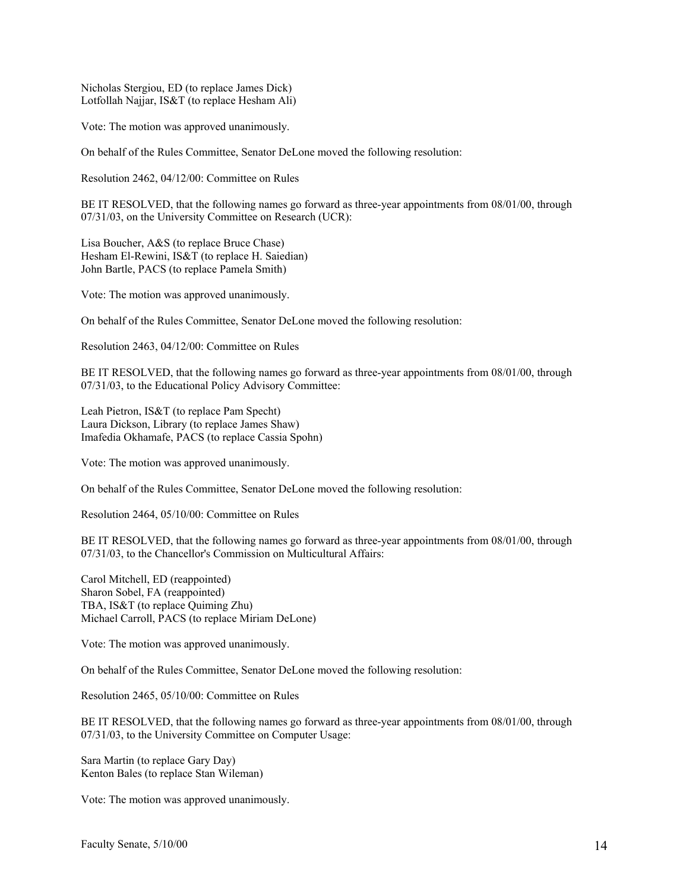Nicholas Stergiou, ED (to replace James Dick)
Lotfollah Najjar, IS&T (to replace Hesham Ali)

Vote: The motion was approved unanimously.

On behalf of the Rules Committee, Senator DeLone moved the following resolution:

Resolution 2462, 04/12/00: Committee on Rules

BE IT RESOLVED, that the following names go forward as three-year appointments from 08/01/00, through 07/31/03, on the University Committee on Research (UCR):

Lisa Boucher, A&S (to replace Bruce Chase)
Hesham El-Rewini, IS&T (to replace H. Saiedian)
John Bartle, PACS (to replace Pamela Smith)

Vote: The motion was approved unanimously.

On behalf of the Rules Committee, Senator DeLone moved the following resolution:

Resolution 2463, 04/12/00: Committee on Rules

BE IT RESOLVED, that the following names go forward as three-year appointments from 08/01/00, through 07/31/03, to the Educational Policy Advisory Committee:

Leah Pietron, IS&T (to replace Pam Specht)
Laura Dickson, Library (to replace James Shaw)
Imafedia Okhamafe, PACS (to replace Cassia Spohn)

Vote: The motion was approved unanimously.

On behalf of the Rules Committee, Senator DeLone moved the following resolution:

Resolution 2464, 05/10/00: Committee on Rules

BE IT RESOLVED, that the following names go forward as three-year appointments from 08/01/00, through 07/31/03, to the Chancellor's Commission on Multicultural Affairs:

Carol Mitchell, ED (reappointed)
Sharon Sobel, FA (reappointed)
TBA, IS&T (to replace Quiming Zhu)
Michael Carroll, PACS (to replace Miriam DeLone)

Vote: The motion was approved unanimously.

On behalf of the Rules Committee, Senator DeLone moved the following resolution:

Resolution 2465, 05/10/00: Committee on Rules

BE IT RESOLVED, that the following names go forward as three-year appointments from 08/01/00, through 07/31/03, to the University Committee on Computer Usage:

Sara Martin (to replace Gary Day)
Kenton Bales (to replace Stan Wileman)

Vote: The motion was approved unanimously.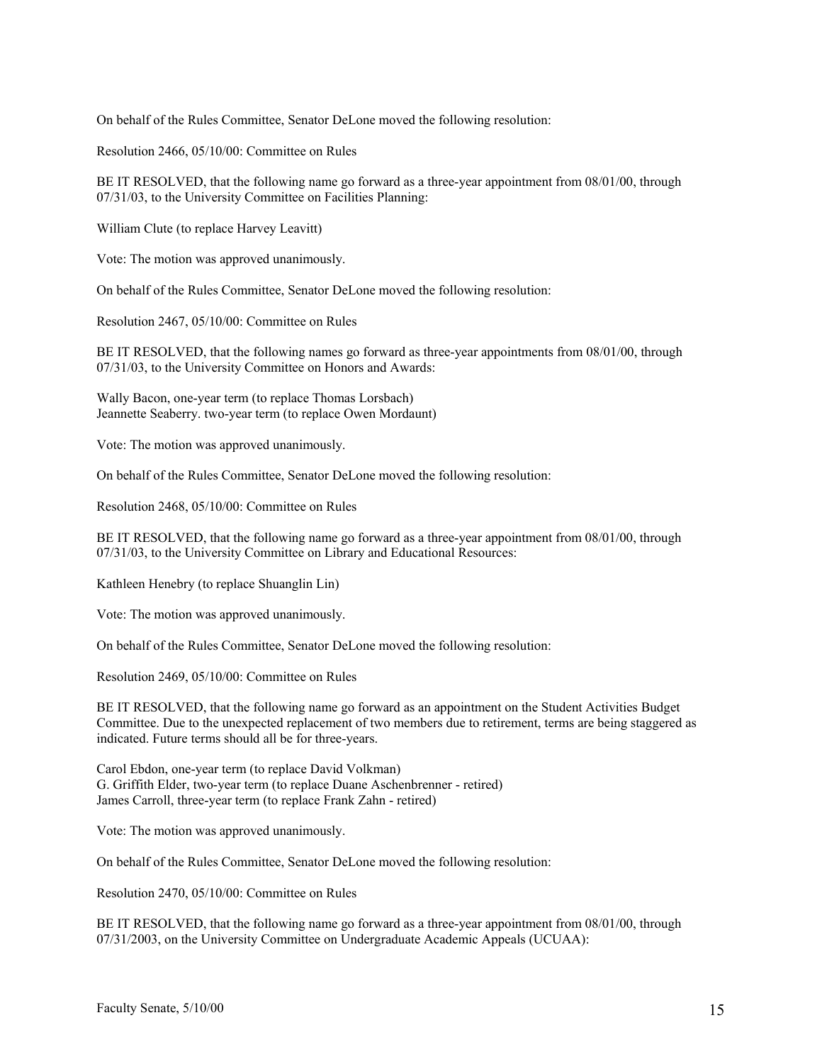On behalf of the Rules Committee, Senator DeLone moved the following resolution:

Resolution 2466, 05/10/00: Committee on Rules

BE IT RESOLVED, that the following name go forward as a three-year appointment from 08/01/00, through 07/31/03, to the University Committee on Facilities Planning:

William Clute (to replace Harvey Leavitt)

Vote: The motion was approved unanimously.

On behalf of the Rules Committee, Senator DeLone moved the following resolution:

Resolution 2467, 05/10/00: Committee on Rules

BE IT RESOLVED, that the following names go forward as three-year appointments from 08/01/00, through 07/31/03, to the University Committee on Honors and Awards:

Wally Bacon, one-year term (to replace Thomas Lorsbach)
Jeannette Seaberry. two-year term (to replace Owen Mordaunt)

Vote: The motion was approved unanimously.

On behalf of the Rules Committee, Senator DeLone moved the following resolution:

Resolution 2468, 05/10/00: Committee on Rules

BE IT RESOLVED, that the following name go forward as a three-year appointment from 08/01/00, through 07/31/03, to the University Committee on Library and Educational Resources:

Kathleen Henebry (to replace Shuanglin Lin)

Vote: The motion was approved unanimously.

On behalf of the Rules Committee, Senator DeLone moved the following resolution:

Resolution 2469, 05/10/00: Committee on Rules

BE IT RESOLVED, that the following name go forward as an appointment on the Student Activities Budget Committee. Due to the unexpected replacement of two members due to retirement, terms are being staggered as indicated. Future terms should all be for three-years.

Carol Ebdon, one-year term (to replace David Volkman)
G. Griffith Elder, two-year term (to replace Duane Aschenbrenner - retired)
James Carroll, three-year term (to replace Frank Zahn - retired)

Vote: The motion was approved unanimously.

On behalf of the Rules Committee, Senator DeLone moved the following resolution:

Resolution 2470, 05/10/00: Committee on Rules

BE IT RESOLVED, that the following name go forward as a three-year appointment from 08/01/00, through 07/31/2003, on the University Committee on Undergraduate Academic Appeals (UCUAA):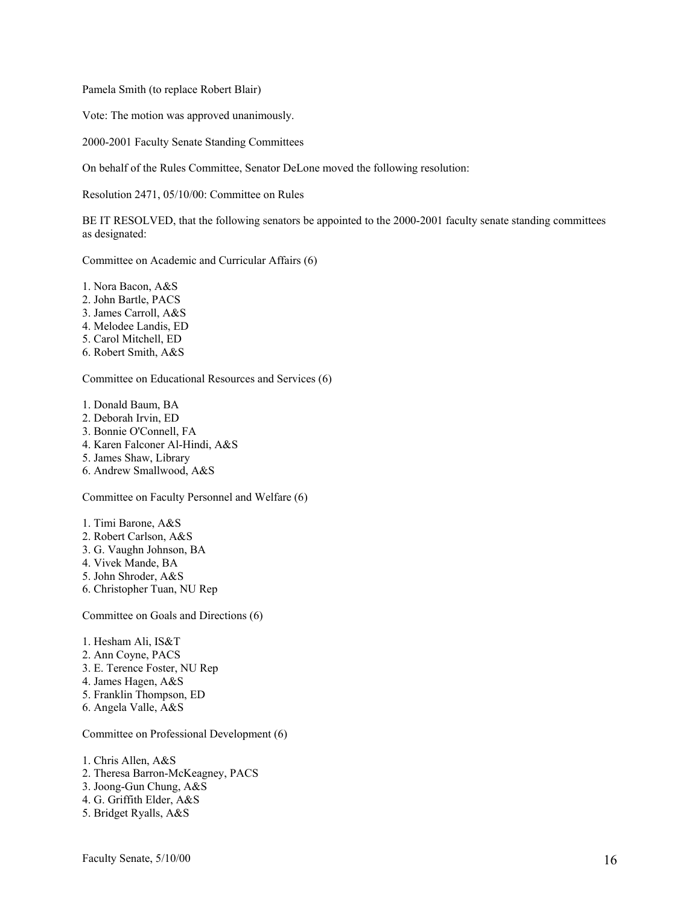Pamela Smith (to replace Robert Blair)

Vote: The motion was approved unanimously.

2000-2001 Faculty Senate Standing Committees

On behalf of the Rules Committee, Senator DeLone moved the following resolution:

Resolution 2471, 05/10/00: Committee on Rules

BE IT RESOLVED, that the following senators be appointed to the 2000-2001 faculty senate standing committees as designated:

Committee on Academic and Curricular Affairs (6)

1. Nora Bacon, A&S
2. John Bartle, PACS
3. James Carroll, A&S
4. Melodee Landis, ED
5. Carol Mitchell, ED
6. Robert Smith, A&S

Committee on Educational Resources and Services (6)

1. Donald Baum, BA
2. Deborah Irvin, ED
3. Bonnie O'Connell, FA
4. Karen Falconer Al-Hindi, A&S
5. James Shaw, Library
6. Andrew Smallwood, A&S

Committee on Faculty Personnel and Welfare (6)

1. Timi Barone, A&S
2. Robert Carlson, A&S
3. G. Vaughn Johnson, BA
4. Vivek Mande, BA
5. John Shroder, A&S
6. Christopher Tuan, NU Rep

Committee on Goals and Directions (6)

1. Hesham Ali, IS&T
2. Ann Coyne, PACS
3. E. Terence Foster, NU Rep
4. James Hagen, A&S
5. Franklin Thompson, ED
6. Angela Valle, A&S

Committee on Professional Development (6)

1. Chris Allen, A&S
2. Theresa Barron-McKeagney, PACS
3. Joong-Gun Chung, A&S
4. G. Griffith Elder, A&S
5. Bridget Ryalls, A&S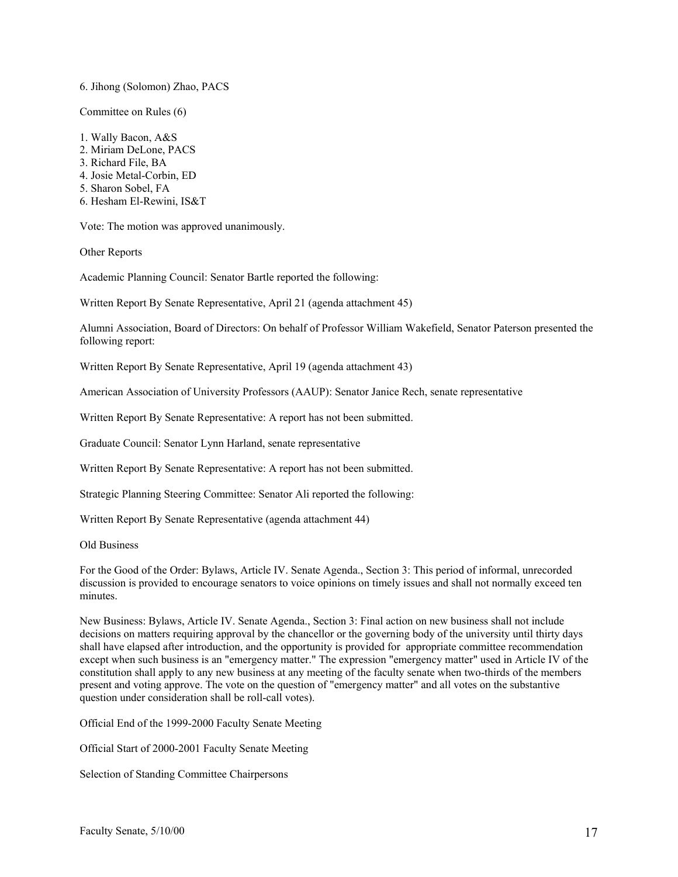6. Jihong (Solomon) Zhao, PACS

Committee on Rules (6)

1. Wally Bacon, A&S
2. Miriam DeLone, PACS
3. Richard File, BA
4. Josie Metal-Corbin, ED
5. Sharon Sobel, FA
6. Hesham El-Rewini, IS&T

Vote: The motion was approved unanimously.

Other Reports

Academic Planning Council: Senator Bartle reported the following:

Written Report By Senate Representative, April 21 (agenda attachment 45)

Alumni Association, Board of Directors: On behalf of Professor William Wakefield, Senator Paterson presented the following report:

Written Report By Senate Representative, April 19 (agenda attachment 43)

American Association of University Professors (AAUP): Senator Janice Rech, senate representative

Written Report By Senate Representative: A report has not been submitted.

Graduate Council: Senator Lynn Harland, senate representative

Written Report By Senate Representative: A report has not been submitted.

Strategic Planning Steering Committee: Senator Ali reported the following:

Written Report By Senate Representative (agenda attachment 44)

Old Business

For the Good of the Order: Bylaws, Article IV. Senate Agenda., Section 3: This period of informal, unrecorded discussion is provided to encourage senators to voice opinions on timely issues and shall not normally exceed ten minutes.

New Business: Bylaws, Article IV. Senate Agenda., Section 3: Final action on new business shall not include decisions on matters requiring approval by the chancellor or the governing body of the university until thirty days shall have elapsed after introduction, and the opportunity is provided for appropriate committee recommendation except when such business is an "emergency matter." The expression "emergency matter" used in Article IV of the constitution shall apply to any new business at any meeting of the faculty senate when two-thirds of the members present and voting approve. The vote on the question of "emergency matter" and all votes on the substantive question under consideration shall be roll-call votes).

Official End of the 1999-2000 Faculty Senate Meeting

Official Start of 2000-2001 Faculty Senate Meeting

Selection of Standing Committee Chairpersons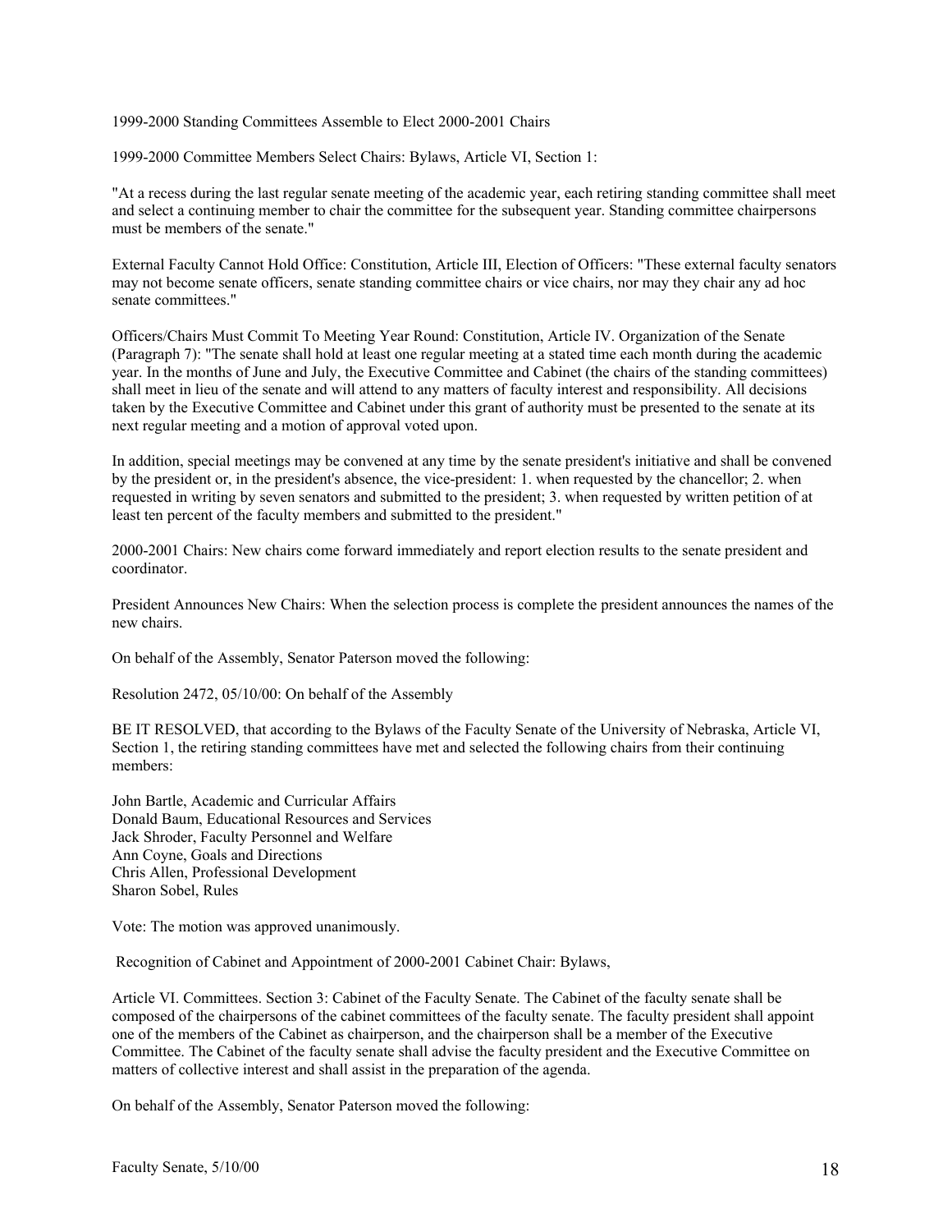1999-2000 Standing Committees Assemble to Elect 2000-2001 Chairs

1999-2000 Committee Members Select Chairs: Bylaws, Article VI, Section 1:

"At a recess during the last regular senate meeting of the academic year, each retiring standing committee shall meet and select a continuing member to chair the committee for the subsequent year. Standing committee chairpersons must be members of the senate."

External Faculty Cannot Hold Office: Constitution, Article III, Election of Officers: "These external faculty senators may not become senate officers, senate standing committee chairs or vice chairs, nor may they chair any ad hoc senate committees."

Officers/Chairs Must Commit To Meeting Year Round: Constitution, Article IV. Organization of the Senate (Paragraph 7): "The senate shall hold at least one regular meeting at a stated time each month during the academic year. In the months of June and July, the Executive Committee and Cabinet (the chairs of the standing committees) shall meet in lieu of the senate and will attend to any matters of faculty interest and responsibility. All decisions taken by the Executive Committee and Cabinet under this grant of authority must be presented to the senate at its next regular meeting and a motion of approval voted upon.

In addition, special meetings may be convened at any time by the senate president's initiative and shall be convened by the president or, in the president's absence, the vice-president: 1. when requested by the chancellor; 2. when requested in writing by seven senators and submitted to the president; 3. when requested by written petition of at least ten percent of the faculty members and submitted to the president."

2000-2001 Chairs: New chairs come forward immediately and report election results to the senate president and coordinator.

President Announces New Chairs: When the selection process is complete the president announces the names of the new chairs.

On behalf of the Assembly, Senator Paterson moved the following:

Resolution 2472, 05/10/00: On behalf of the Assembly

BE IT RESOLVED, that according to the Bylaws of the Faculty Senate of the University of Nebraska, Article VI, Section 1, the retiring standing committees have met and selected the following chairs from their continuing members:

John Bartle, Academic and Curricular Affairs  
Donald Baum, Educational Resources and Services  
Jack Shroder, Faculty Personnel and Welfare  
Ann Coyne, Goals and Directions  
Chris Allen, Professional Development  
Sharon Sobel, Rules

Vote: The motion was approved unanimously.

Recognition of Cabinet and Appointment of 2000-2001 Cabinet Chair: Bylaws,

Article VI. Committees. Section 3: Cabinet of the Faculty Senate. The Cabinet of the faculty senate shall be composed of the chairpersons of the cabinet committees of the faculty senate. The faculty president shall appoint one of the members of the Cabinet as chairperson, and the chairperson shall be a member of the Executive Committee. The Cabinet of the faculty senate shall advise the faculty president and the Executive Committee on matters of collective interest and shall assist in the preparation of the agenda.

On behalf of the Assembly, Senator Paterson moved the following: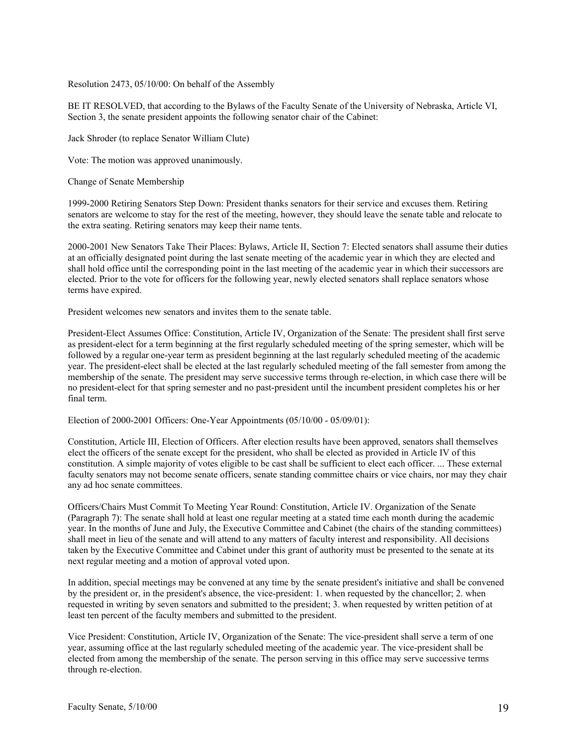Resolution 2473, 05/10/00: On behalf of the Assembly

BE IT RESOLVED, that according to the Bylaws of the Faculty Senate of the University of Nebraska, Article VI, Section 3, the senate president appoints the following senator chair of the Cabinet:

Jack Shroder (to replace Senator William Clute)

Vote: The motion was approved unanimously.

Change of Senate Membership

1999-2000 Retiring Senators Step Down: President thanks senators for their service and excuses them. Retiring senators are welcome to stay for the rest of the meeting, however, they should leave the senate table and relocate to the extra seating. Retiring senators may keep their name tents.

2000-2001 New Senators Take Their Places: Bylaws, Article II, Section 7: Elected senators shall assume their duties at an officially designated point during the last senate meeting of the academic year in which they are elected and shall hold office until the corresponding point in the last meeting of the academic year in which their successors are elected. Prior to the vote for officers for the following year, newly elected senators shall replace senators whose terms have expired.

President welcomes new senators and invites them to the senate table.

President-Elect Assumes Office: Constitution, Article IV, Organization of the Senate: The president shall first serve as president-elect for a term beginning at the first regularly scheduled meeting of the spring semester, which will be followed by a regular one-year term as president beginning at the last regularly scheduled meeting of the academic year. The president-elect shall be elected at the last regularly scheduled meeting of the fall semester from among the membership of the senate. The president may serve successive terms through re-election, in which case there will be no president-elect for that spring semester and no past-president until the incumbent president completes his or her final term.

Election of 2000-2001 Officers: One-Year Appointments (05/10/00 - 05/09/01):

Constitution, Article III, Election of Officers. After election results have been approved, senators shall themselves elect the officers of the senate except for the president, who shall be elected as provided in Article IV of this constitution. A simple majority of votes eligible to be cast shall be sufficient to elect each officer. ... These external faculty senators may not become senate officers, senate standing committee chairs or vice chairs, nor may they chair any ad hoc senate committees.

Officers/Chairs Must Commit To Meeting Year Round: Constitution, Article IV. Organization of the Senate (Paragraph 7): The senate shall hold at least one regular meeting at a stated time each month during the academic year. In the months of June and July, the Executive Committee and Cabinet (the chairs of the standing committees) shall meet in lieu of the senate and will attend to any matters of faculty interest and responsibility. All decisions taken by the Executive Committee and Cabinet under this grant of authority must be presented to the senate at its next regular meeting and a motion of approval voted upon.

In addition, special meetings may be convened at any time by the senate president's initiative and shall be convened by the president or, in the president's absence, the vice-president: 1. when requested by the chancellor; 2. when requested in writing by seven senators and submitted to the president; 3. when requested by written petition of at least ten percent of the faculty members and submitted to the president.

Vice President: Constitution, Article IV, Organization of the Senate: The vice-president shall serve a term of one year, assuming office at the last regularly scheduled meeting of the academic year. The vice-president shall be elected from among the membership of the senate. The person serving in this office may serve successive terms through re-election.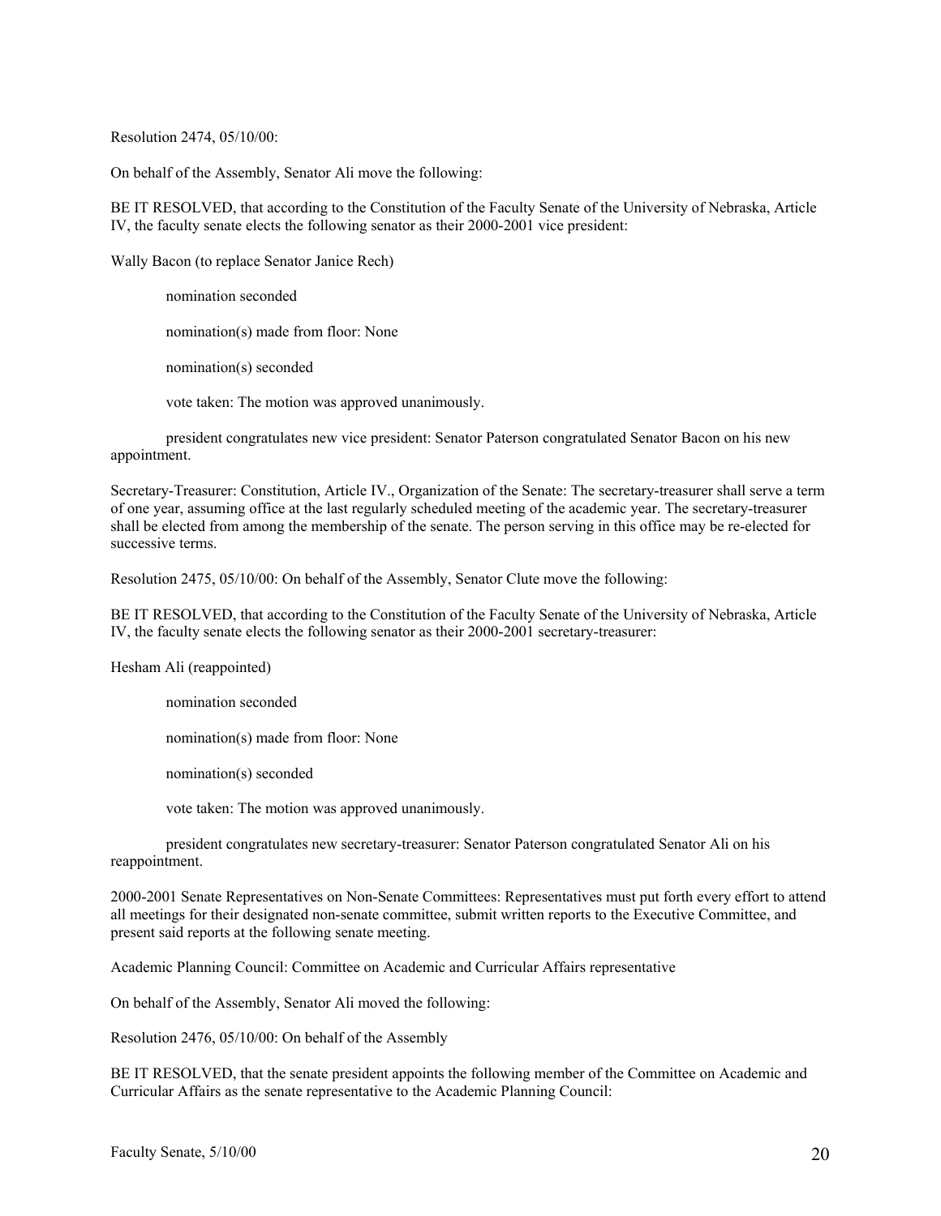Resolution 2474, 05/10/00:

On behalf of the Assembly, Senator Ali move the following:

BE IT RESOLVED, that according to the Constitution of the Faculty Senate of the University of Nebraska, Article IV, the faculty senate elects the following senator as their 2000-2001 vice president:

Wally Bacon (to replace Senator Janice Rech)

nomination seconded

nomination(s) made from floor: None

nomination(s) seconded

vote taken: The motion was approved unanimously.

president congratulates new vice president: Senator Paterson congratulated Senator Bacon on his new appointment.

Secretary-Treasurer: Constitution, Article IV., Organization of the Senate: The secretary-treasurer shall serve a term of one year, assuming office at the last regularly scheduled meeting of the academic year. The secretary-treasurer shall be elected from among the membership of the senate. The person serving in this office may be re-elected for successive terms.

Resolution 2475, 05/10/00: On behalf of the Assembly, Senator Clute move the following:

BE IT RESOLVED, that according to the Constitution of the Faculty Senate of the University of Nebraska, Article IV, the faculty senate elects the following senator as their 2000-2001 secretary-treasurer:

Hesham Ali (reappointed)

nomination seconded

nomination(s) made from floor: None

nomination(s) seconded

vote taken: The motion was approved unanimously.

president congratulates new secretary-treasurer: Senator Paterson congratulated Senator Ali on his reappointment.

2000-2001 Senate Representatives on Non-Senate Committees: Representatives must put forth every effort to attend all meetings for their designated non-senate committee, submit written reports to the Executive Committee, and present said reports at the following senate meeting.

Academic Planning Council: Committee on Academic and Curricular Affairs representative

On behalf of the Assembly, Senator Ali moved the following:

Resolution 2476, 05/10/00: On behalf of the Assembly

BE IT RESOLVED, that the senate president appoints the following member of the Committee on Academic and Curricular Affairs as the senate representative to the Academic Planning Council: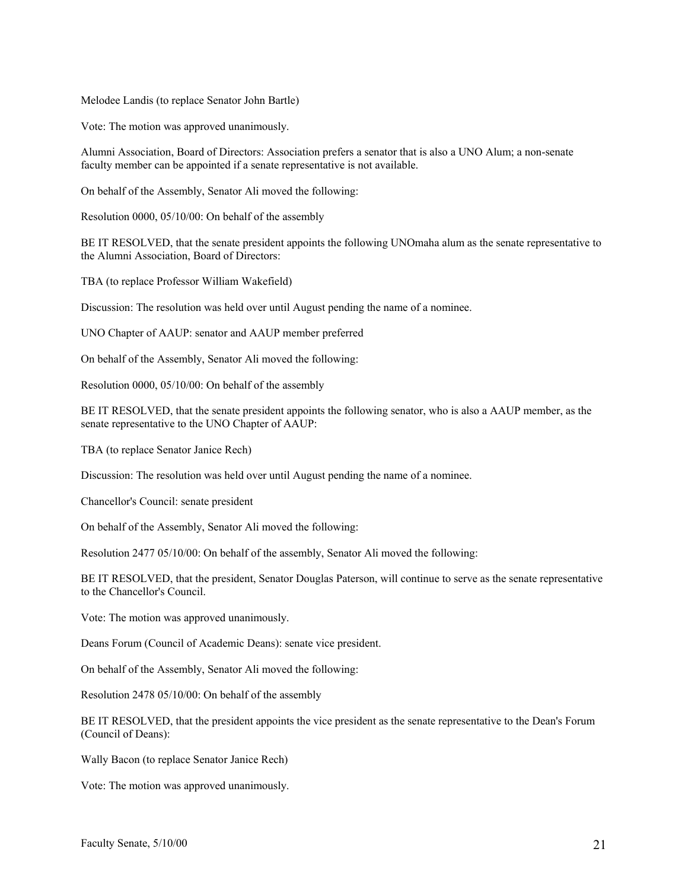Melodee Landis (to replace Senator John Bartle)

Vote: The motion was approved unanimously.

Alumni Association, Board of Directors: Association prefers a senator that is also a UNO Alum; a non-senate faculty member can be appointed if a senate representative is not available.

On behalf of the Assembly, Senator Ali moved the following:

Resolution 0000, 05/10/00: On behalf of the assembly

BE IT RESOLVED, that the senate president appoints the following UNOmaha alum as the senate representative to the Alumni Association, Board of Directors:

TBA (to replace Professor William Wakefield)

Discussion: The resolution was held over until August pending the name of a nominee.

UNO Chapter of AAUP: senator and AAUP member preferred

On behalf of the Assembly, Senator Ali moved the following:

Resolution 0000, 05/10/00: On behalf of the assembly

BE IT RESOLVED, that the senate president appoints the following senator, who is also a AAUP member, as the senate representative to the UNO Chapter of AAUP:

TBA (to replace Senator Janice Rech)

Discussion: The resolution was held over until August pending the name of a nominee.

Chancellor's Council: senate president

On behalf of the Assembly, Senator Ali moved the following:

Resolution 2477 05/10/00: On behalf of the assembly, Senator Ali moved the following:

BE IT RESOLVED, that the president, Senator Douglas Paterson, will continue to serve as the senate representative to the Chancellor's Council.

Vote: The motion was approved unanimously.

Deans Forum (Council of Academic Deans): senate vice president.

On behalf of the Assembly, Senator Ali moved the following:

Resolution 2478 05/10/00: On behalf of the assembly

BE IT RESOLVED, that the president appoints the vice president as the senate representative to the Dean's Forum (Council of Deans):

Wally Bacon (to replace Senator Janice Rech)

Vote: The motion was approved unanimously.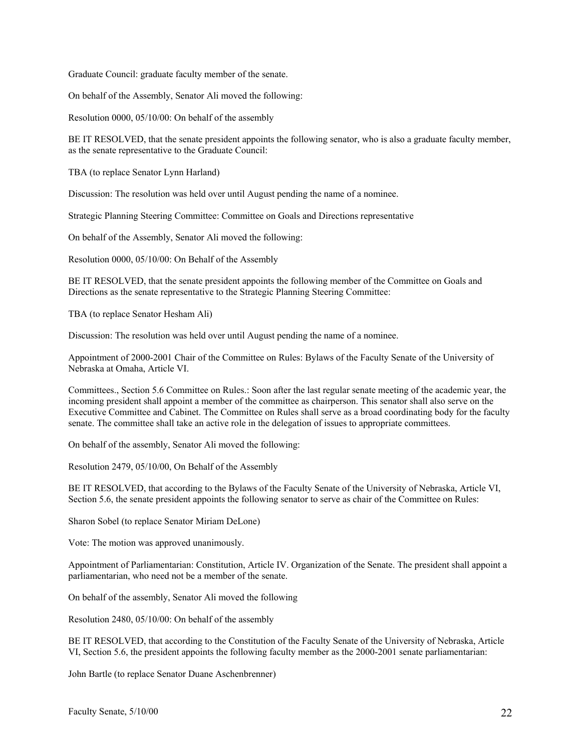Graduate Council: graduate faculty member of the senate.

On behalf of the Assembly, Senator Ali moved the following:

Resolution 0000, 05/10/00: On behalf of the assembly

BE IT RESOLVED, that the senate president appoints the following senator, who is also a graduate faculty member, as the senate representative to the Graduate Council:

TBA (to replace Senator Lynn Harland)

Discussion: The resolution was held over until August pending the name of a nominee.

Strategic Planning Steering Committee: Committee on Goals and Directions representative

On behalf of the Assembly, Senator Ali moved the following:

Resolution 0000, 05/10/00: On Behalf of the Assembly

BE IT RESOLVED, that the senate president appoints the following member of the Committee on Goals and Directions as the senate representative to the Strategic Planning Steering Committee:

TBA (to replace Senator Hesham Ali)

Discussion: The resolution was held over until August pending the name of a nominee.

Appointment of 2000-2001 Chair of the Committee on Rules: Bylaws of the Faculty Senate of the University of Nebraska at Omaha, Article VI.

Committees., Section 5.6 Committee on Rules.: Soon after the last regular senate meeting of the academic year, the incoming president shall appoint a member of the committee as chairperson. This senator shall also serve on the Executive Committee and Cabinet. The Committee on Rules shall serve as a broad coordinating body for the faculty senate. The committee shall take an active role in the delegation of issues to appropriate committees.

On behalf of the assembly, Senator Ali moved the following:

Resolution 2479, 05/10/00, On Behalf of the Assembly

BE IT RESOLVED, that according to the Bylaws of the Faculty Senate of the University of Nebraska, Article VI, Section 5.6, the senate president appoints the following senator to serve as chair of the Committee on Rules:

Sharon Sobel (to replace Senator Miriam DeLone)

Vote: The motion was approved unanimously.

Appointment of Parliamentarian: Constitution, Article IV. Organization of the Senate. The president shall appoint a parliamentarian, who need not be a member of the senate.

On behalf of the assembly, Senator Ali moved the following

Resolution 2480, 05/10/00: On behalf of the assembly

BE IT RESOLVED, that according to the Constitution of the Faculty Senate of the University of Nebraska, Article VI, Section 5.6, the president appoints the following faculty member as the 2000-2001 senate parliamentarian:

John Bartle (to replace Senator Duane Aschenbrenner)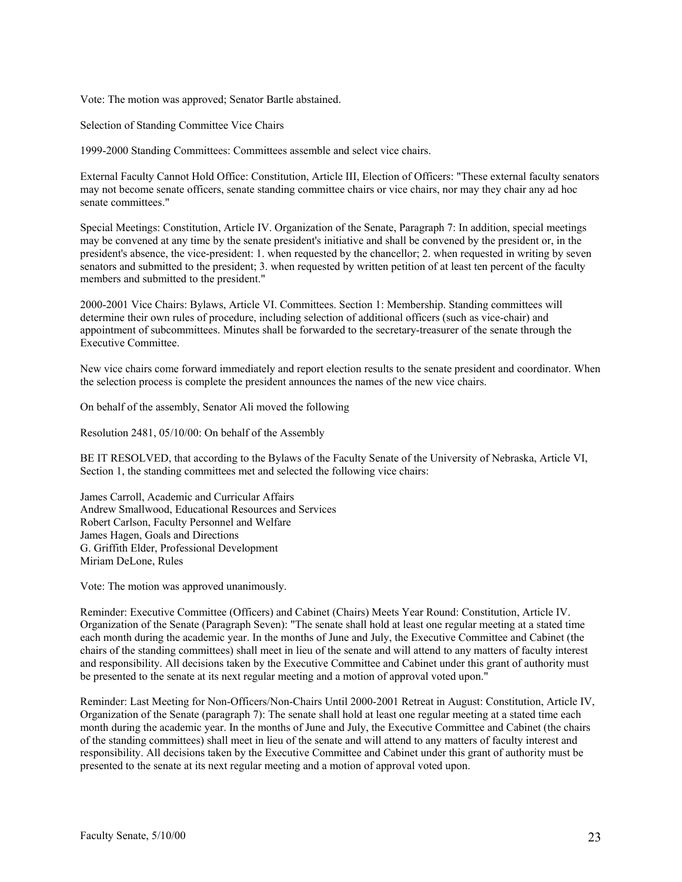Vote: The motion was approved; Senator Bartle abstained.

Selection of Standing Committee Vice Chairs

1999-2000 Standing Committees: Committees assemble and select vice chairs.

External Faculty Cannot Hold Office: Constitution, Article III, Election of Officers: "These external faculty senators may not become senate officers, senate standing committee chairs or vice chairs, nor may they chair any ad hoc senate committees."

Special Meetings: Constitution, Article IV. Organization of the Senate, Paragraph 7: In addition, special meetings may be convened at any time by the senate president's initiative and shall be convened by the president or, in the president's absence, the vice-president: 1. when requested by the chancellor; 2. when requested in writing by seven senators and submitted to the president; 3. when requested by written petition of at least ten percent of the faculty members and submitted to the president."

2000-2001 Vice Chairs: Bylaws, Article VI. Committees. Section 1: Membership. Standing committees will determine their own rules of procedure, including selection of additional officers (such as vice-chair) and appointment of subcommittees. Minutes shall be forwarded to the secretary-treasurer of the senate through the Executive Committee.

New vice chairs come forward immediately and report election results to the senate president and coordinator. When the selection process is complete the president announces the names of the new vice chairs.

On behalf of the assembly, Senator Ali moved the following

Resolution 2481, 05/10/00: On behalf of the Assembly

BE IT RESOLVED, that according to the Bylaws of the Faculty Senate of the University of Nebraska, Article VI, Section 1, the standing committees met and selected the following vice chairs:

James Carroll, Academic and Curricular Affairs  
Andrew Smallwood, Educational Resources and Services  
Robert Carlson, Faculty Personnel and Welfare  
James Hagen, Goals and Directions  
G. Griffith Elder, Professional Development  
Miriam DeLone, Rules

Vote: The motion was approved unanimously.

Reminder: Executive Committee (Officers) and Cabinet (Chairs) Meets Year Round: Constitution, Article IV. Organization of the Senate (Paragraph Seven): "The senate shall hold at least one regular meeting at a stated time each month during the academic year. In the months of June and July, the Executive Committee and Cabinet (the chairs of the standing committees) shall meet in lieu of the senate and will attend to any matters of faculty interest and responsibility. All decisions taken by the Executive Committee and Cabinet under this grant of authority must be presented to the senate at its next regular meeting and a motion of approval voted upon."

Reminder: Last Meeting for Non-Officers/Non-Chairs Until 2000-2001 Retreat in August: Constitution, Article IV, Organization of the Senate (paragraph 7): The senate shall hold at least one regular meeting at a stated time each month during the academic year. In the months of June and July, the Executive Committee and Cabinet (the chairs of the standing committees) shall meet in lieu of the senate and will attend to any matters of faculty interest and responsibility. All decisions taken by the Executive Committee and Cabinet under this grant of authority must be presented to the senate at its next regular meeting and a motion of approval voted upon.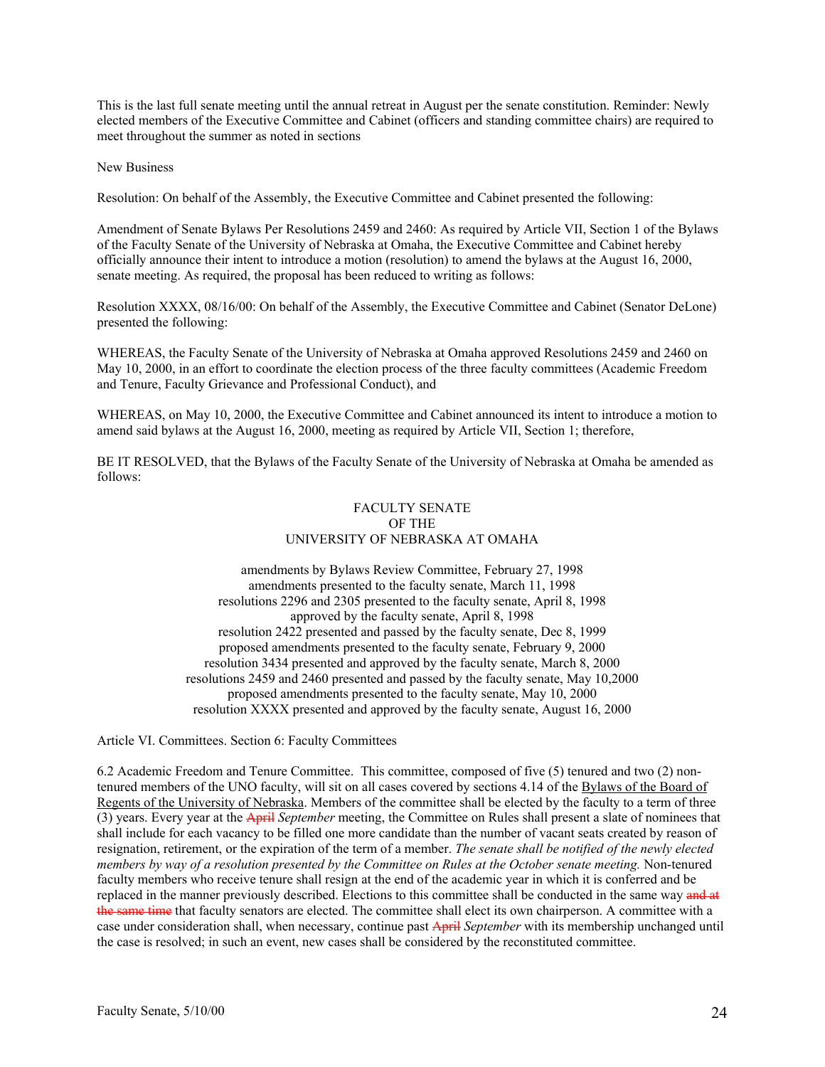This is the last full senate meeting until the annual retreat in August per the senate constitution. Reminder: Newly elected members of the Executive Committee and Cabinet (officers and standing committee chairs) are required to meet throughout the summer as noted in sections

New Business

Resolution: On behalf of the Assembly, the Executive Committee and Cabinet presented the following:

Amendment of Senate Bylaws Per Resolutions 2459 and 2460: As required by Article VII, Section 1 of the Bylaws of the Faculty Senate of the University of Nebraska at Omaha, the Executive Committee and Cabinet hereby officially announce their intent to introduce a motion (resolution) to amend the bylaws at the August 16, 2000, senate meeting. As required, the proposal has been reduced to writing as follows:

Resolution XXXX, 08/16/00: On behalf of the Assembly, the Executive Committee and Cabinet (Senator DeLone) presented the following:

WHEREAS, the Faculty Senate of the University of Nebraska at Omaha approved Resolutions 2459 and 2460 on May 10, 2000, in an effort to coordinate the election process of the three faculty committees (Academic Freedom and Tenure, Faculty Grievance and Professional Conduct), and

WHEREAS, on May 10, 2000, the Executive Committee and Cabinet announced its intent to introduce a motion to amend said bylaws at the August 16, 2000, meeting as required by Article VII, Section 1; therefore,

BE IT RESOLVED, that the Bylaws of the Faculty Senate of the University of Nebraska at Omaha be amended as follows:

FACULTY SENATE
OF THE
UNIVERSITY OF NEBRASKA AT OMAHA

amendments by Bylaws Review Committee, February 27, 1998
amendments presented to the faculty senate, March 11, 1998
resolutions 2296 and 2305 presented to the faculty senate, April 8, 1998
approved by the faculty senate, April 8, 1998
resolution 2422 presented and passed by the faculty senate, Dec 8, 1999
proposed amendments presented to the faculty senate, February 9, 2000
resolution 3434 presented and approved by the faculty senate, March 8, 2000
resolutions 2459 and 2460 presented and passed by the faculty senate, May 10,2000
proposed amendments presented to the faculty senate, May 10, 2000
resolution XXXX presented and approved by the faculty senate, August 16, 2000

Article VI. Committees. Section 6: Faculty Committees

6.2 Academic Freedom and Tenure Committee. This committee, composed of five (5) tenured and two (2) non-tenured members of the UNO faculty, will sit on all cases covered by sections 4.14 of the Bylaws of the Board of Regents of the University of Nebraska. Members of the committee shall be elected by the faculty to a term of three (3) years. Every year at the ~~April~~ *September* meeting, the Committee on Rules shall present a slate of nominees that shall include for each vacancy to be filled one more candidate than the number of vacant seats created by reason of resignation, retirement, or the expiration of the term of a member. *The senate shall be notified of the newly elected members by way of a resolution presented by the Committee on Rules at the October senate meeting.* Non-tenured faculty members who receive tenure shall resign at the end of the academic year in which it is conferred and be replaced in the manner previously described. Elections to this committee shall be conducted in the same way ~~and at the same time~~ that faculty senators are elected. The committee shall elect its own chairperson. A committee with a case under consideration shall, when necessary, continue past ~~April~~ *September* with its membership unchanged until the case is resolved; in such an event, new cases shall be considered by the reconstituted committee.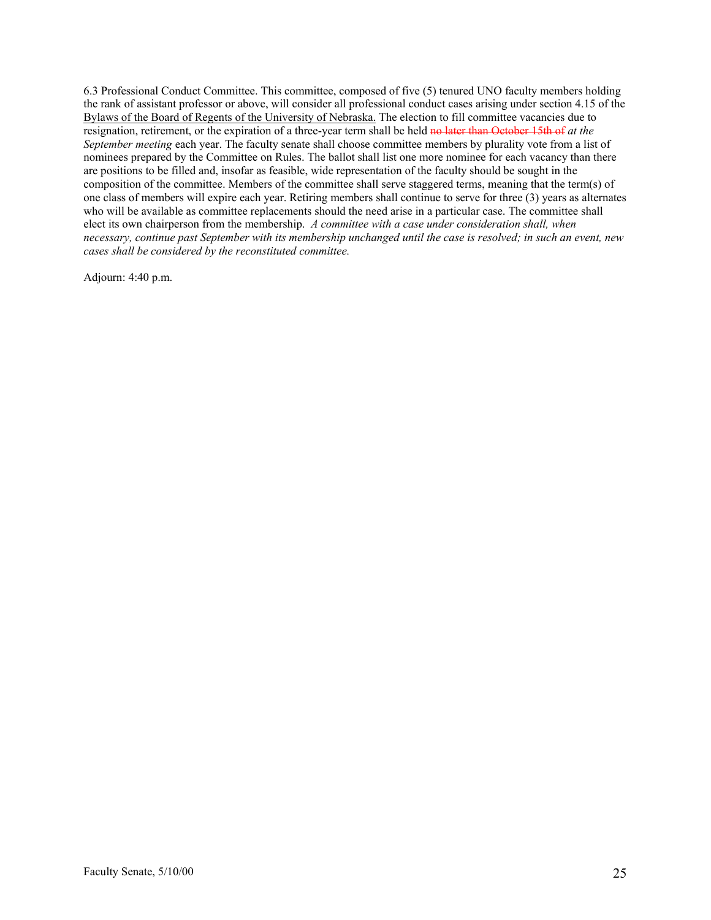6.3 Professional Conduct Committee. This committee, composed of five (5) tenured UNO faculty members holding the rank of assistant professor or above, will consider all professional conduct cases arising under section 4.15 of the Bylaws of the Board of Regents of the University of Nebraska. The election to fill committee vacancies due to resignation, retirement, or the expiration of a three-year term shall be held ~~no later than October 15th of~~ *at the September meeting* each year. The faculty senate shall choose committee members by plurality vote from a list of nominees prepared by the Committee on Rules. The ballot shall list one more nominee for each vacancy than there are positions to be filled and, insofar as feasible, wide representation of the faculty should be sought in the composition of the committee. Members of the committee shall serve staggered terms, meaning that the term(s) of one class of members will expire each year. Retiring members shall continue to serve for three (3) years as alternates who will be available as committee replacements should the need arise in a particular case. The committee shall elect its own chairperson from the membership. *A committee with a case under consideration shall, when necessary, continue past September with its membership unchanged until the case is resolved; in such an event, new cases shall be considered by the reconstituted committee.*

Adjourn: 4:40 p.m.